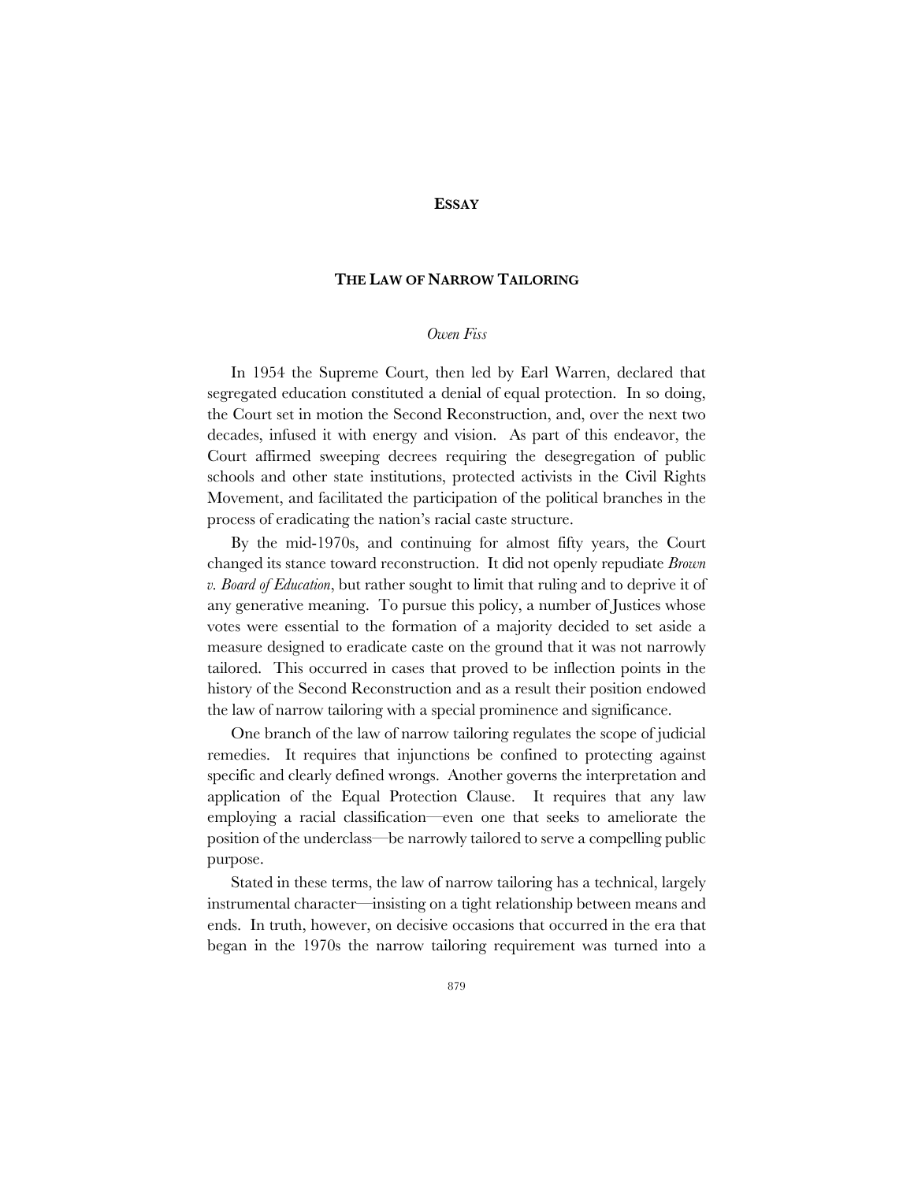**ESSAY**

# THE LAW OF NARROW TAILORING

*Owen Fiss*

In 1954 the Supreme Court, then led by Earl Warren, declared that segregated education constituted a denial of equal protection. In so doing, the Court set in motion the Second Reconstruction, and, over the next two decades, infused it with energy and vision. As part of this endeavor, the Court affirmed sweeping decrees requiring the desegregation of public schools and other state institutions, protected activists in the Civil Rights Movement, and facilitated the participation of the political branches in the process of eradicating the nation's racial caste structure.

By the mid-1970s, and continuing for almost fifty years, the Court changed its stance toward reconstruction. It did not openly repudiate *Brown v. Board of Education*, but rather sought to limit that ruling and to deprive it of any generative meaning. To pursue this policy, a number of Justices whose votes were essential to the formation of a majority decided to set aside a measure designed to eradicate caste on the ground that it was not narrowly tailored. This occurred in cases that proved to be inflection points in the history of the Second Reconstruction and as a result their position endowed the law of narrow tailoring with a special prominence and significance.

One branch of the law of narrow tailoring regulates the scope of judicial remedies. It requires that injunctions be confined to protecting against specific and clearly defined wrongs. Another governs the interpretation and application of the Equal Protection Clause. It requires that any law employing a racial classification—even one that seeks to ameliorate the position of the underclass—be narrowly tailored to serve a compelling public purpose.

Stated in these terms, the law of narrow tailoring has a technical, largely instrumental character—insisting on a tight relationship between means and ends. In truth, however, on decisive occasions that occurred in the era that began in the 1970s the narrow tailoring requirement was turned into a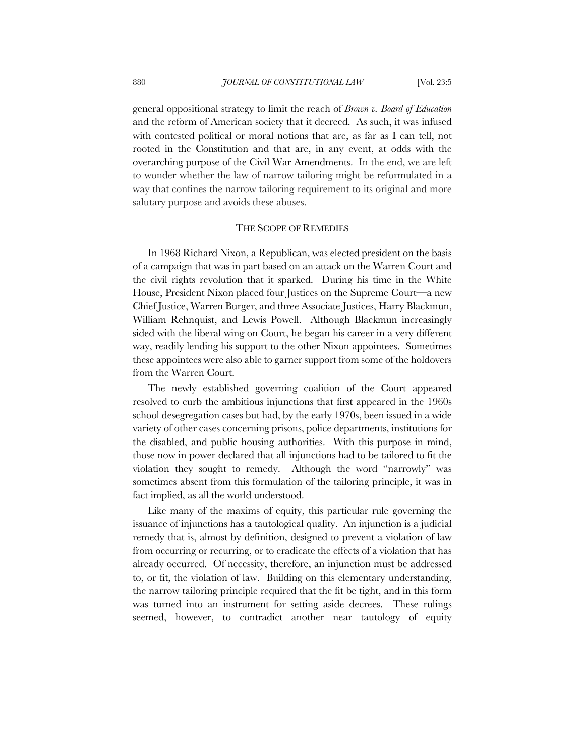general oppositional strategy to limit the reach of *Brown v. Board of Education* and the reform of American society that it decreed. As such, it was infused with contested political or moral notions that are, as far as I can tell, not rooted in the Constitution and that are, in any event, at odds with the overarching purpose of the Civil War Amendments. In the end, we are left to wonder whether the law of narrow tailoring might be reformulated in a way that confines the narrow tailoring requirement to its original and more salutary purpose and avoids these abuses.

## THE SCOPE OF REMEDIES

In 1968 Richard Nixon, a Republican, was elected president on the basis of a campaign that was in part based on an attack on the Warren Court and the civil rights revolution that it sparked. During his time in the White House, President Nixon placed four Justices on the Supreme Court—a new Chief Justice, Warren Burger, and three Associate Justices, Harry Blackmun, William Rehnquist, and Lewis Powell. Although Blackmun increasingly sided with the liberal wing on Court, he began his career in a very different way, readily lending his support to the other Nixon appointees. Sometimes these appointees were also able to garner support from some of the holdovers from the Warren Court.

The newly established governing coalition of the Court appeared resolved to curb the ambitious injunctions that first appeared in the 1960s school desegregation cases but had, by the early 1970s, been issued in a wide variety of other cases concerning prisons, police departments, institutions for the disabled, and public housing authorities. With this purpose in mind, those now in power declared that all injunctions had to be tailored to fit the violation they sought to remedy. Although the word "narrowly" was sometimes absent from this formulation of the tailoring principle, it was in fact implied, as all the world understood.

Like many of the maxims of equity, this particular rule governing the issuance of injunctions has a tautological quality. An injunction is a judicial remedy that is, almost by definition, designed to prevent a violation of law from occurring or recurring, or to eradicate the effects of a violation that has already occurred. Of necessity, therefore, an injunction must be addressed to, or fit, the violation of law. Building on this elementary understanding, the narrow tailoring principle required that the fit be tight, and in this form was turned into an instrument for setting aside decrees. These rulings seemed, however, to contradict another near tautology of equity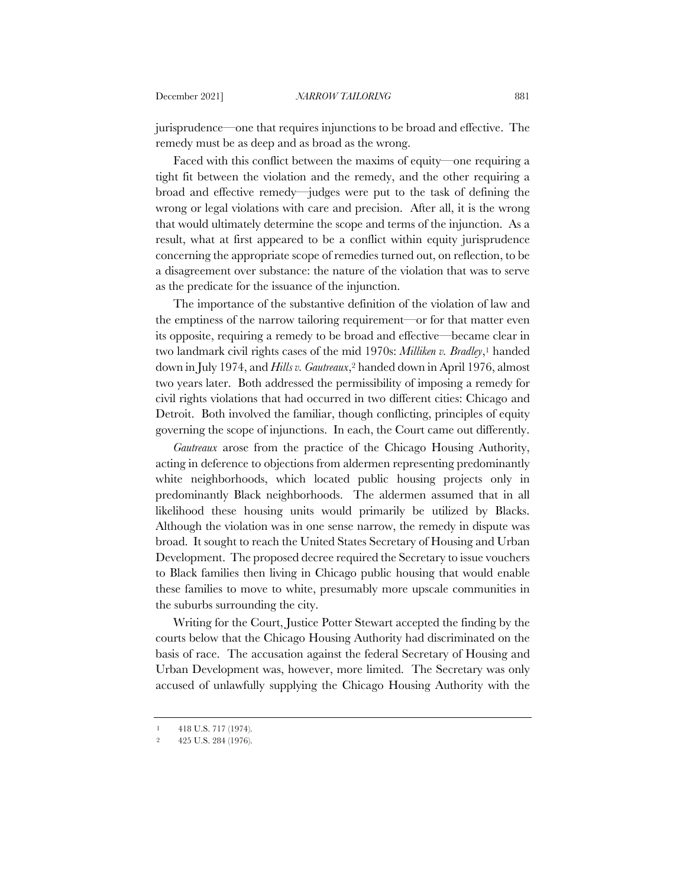jurisprudence—one that requires injunctions to be broad and effective. The remedy must be as deep and as broad as the wrong.

Faced with this conflict between the maxims of equity—one requiring a tight fit between the violation and the remedy, and the other requiring a broad and effective remedy—judges were put to the task of defining the wrong or legal violations with care and precision. After all, it is the wrong that would ultimately determine the scope and terms of the injunction. As a result, what at first appeared to be a conflict within equity jurisprudence concerning the appropriate scope of remedies turned out, on reflection, to be a disagreement over substance: the nature of the violation that was to serve as the predicate for the issuance of the injunction.

The importance of the substantive definition of the violation of law and the emptiness of the narrow tailoring requirement—or for that matter even its opposite, requiring a remedy to be broad and effective—became clear in two landmark civil rights cases of the mid 1970s: *Milliken v. Bradley*,[1] handed down in July 1974, and *Hills v. Gautreaux*,[2] handed down in April 1976, almost two years later. Both addressed the permissibility of imposing a remedy for civil rights violations that had occurred in two different cities: Chicago and Detroit. Both involved the familiar, though conflicting, principles of equity governing the scope of injunctions. In each, the Court came out differently.

*Gautreaux* arose from the practice of the Chicago Housing Authority, acting in deference to objections from aldermen representing predominantly white neighborhoods, which located public housing projects only in predominantly Black neighborhoods. The aldermen assumed that in all likelihood these housing units would primarily be utilized by Blacks. Although the violation was in one sense narrow, the remedy in dispute was broad. It sought to reach the United States Secretary of Housing and Urban Development. The proposed decree required the Secretary to issue vouchers to Black families then living in Chicago public housing that would enable these families to move to white, presumably more upscale communities in the suburbs surrounding the city.

Writing for the Court, Justice Potter Stewart accepted the finding by the courts below that the Chicago Housing Authority had discriminated on the basis of race. The accusation against the federal Secretary of Housing and Urban Development was, however, more limited. The Secretary was only accused of unlawfully supplying the Chicago Housing Authority with the

---

1 418 U.S. 717 (1974).

2 425 U.S. 284 (1976).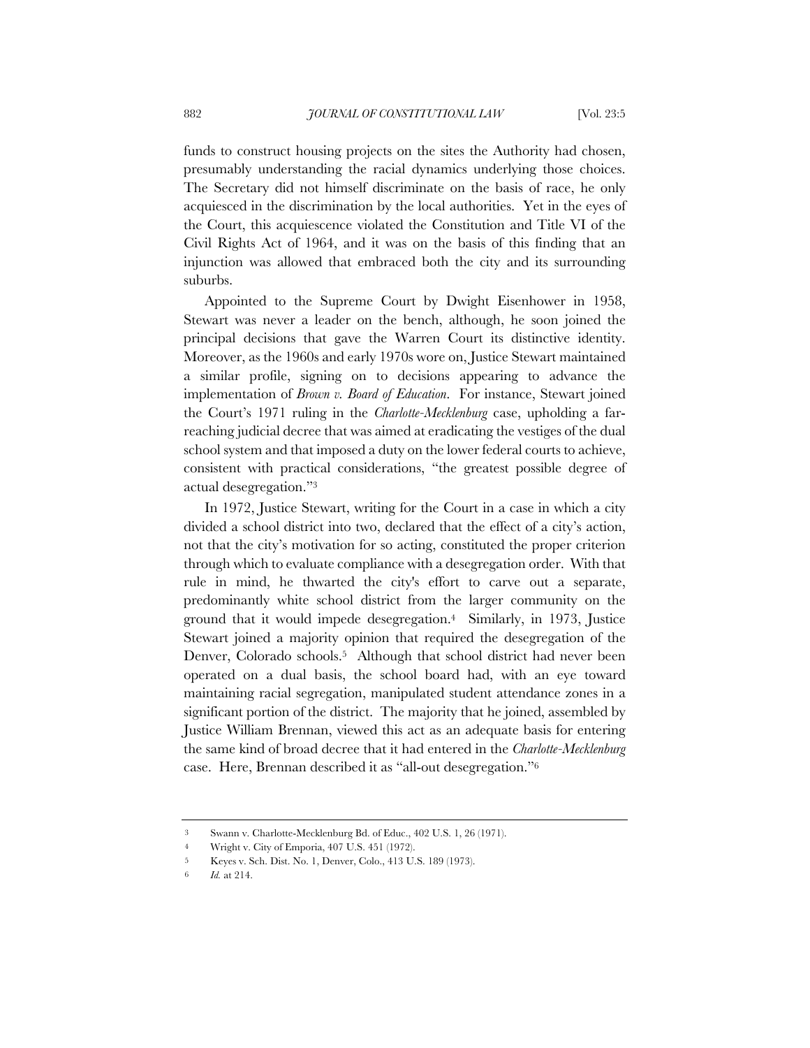funds to construct housing projects on the sites the Authority had chosen, presumably understanding the racial dynamics underlying those choices. The Secretary did not himself discriminate on the basis of race, he only acquiesced in the discrimination by the local authorities. Yet in the eyes of the Court, this acquiescence violated the Constitution and Title VI of the Civil Rights Act of 1964, and it was on the basis of this finding that an injunction was allowed that embraced both the city and its surrounding suburbs.

Appointed to the Supreme Court by Dwight Eisenhower in 1958, Stewart was never a leader on the bench, although, he soon joined the principal decisions that gave the Warren Court its distinctive identity. Moreover, as the 1960s and early 1970s wore on, Justice Stewart maintained a similar profile, signing on to decisions appearing to advance the implementation of *Brown v. Board of Education*. For instance, Stewart joined the Court's 1971 ruling in the *Charlotte-Mecklenburg* case, upholding a far-reaching judicial decree that was aimed at eradicating the vestiges of the dual school system and that imposed a duty on the lower federal courts to achieve, consistent with practical considerations, "the greatest possible degree of actual desegregation."[3]

In 1972, Justice Stewart, writing for the Court in a case in which a city divided a school district into two, declared that the effect of a city's action, not that the city's motivation for so acting, constituted the proper criterion through which to evaluate compliance with a desegregation order. With that rule in mind, he thwarted the city's effort to carve out a separate, predominantly white school district from the larger community on the ground that it would impede desegregation.[4] Similarly, in 1973, Justice Stewart joined a majority opinion that required the desegregation of the Denver, Colorado schools.[5] Although that school district had never been operated on a dual basis, the school board had, with an eye toward maintaining racial segregation, manipulated student attendance zones in a significant portion of the district. The majority that he joined, assembled by Justice William Brennan, viewed this act as an adequate basis for entering the same kind of broad decree that it had entered in the *Charlotte-Mecklenburg* case. Here, Brennan described it as "all-out desegregation."[6]

---

[3] Swann v. Charlotte-Mecklenburg Bd. of Educ., 402 U.S. 1, 26 (1971).

[4] Wright v. City of Emporia, 407 U.S. 451 (1972).

[5] Keyes v. Sch. Dist. No. 1, Denver, Colo., 413 U.S. 189 (1973).

[6] *Id.* at 214.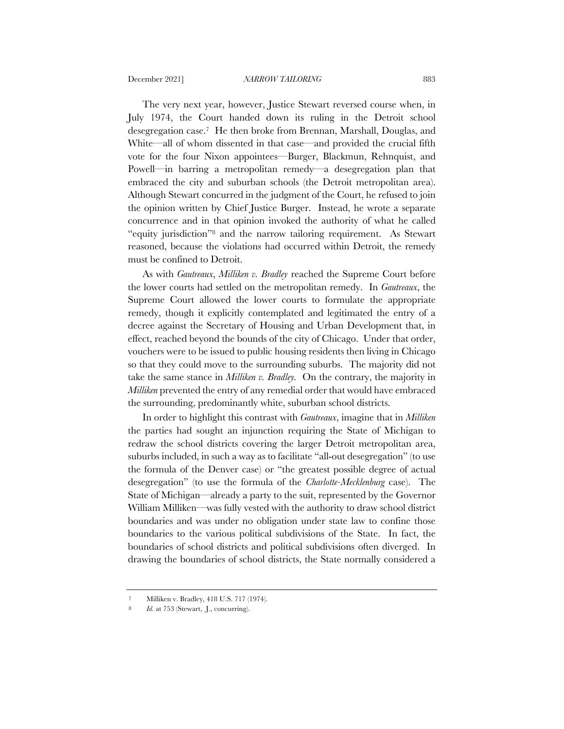The very next year, however, Justice Stewart reversed course when, in July 1974, the Court handed down its ruling in the Detroit school desegregation case.[7] He then broke from Brennan, Marshall, Douglas, and White—all of whom dissented in that case—and provided the crucial fifth vote for the four Nixon appointees—Burger, Blackmun, Rehnquist, and Powell—in barring a metropolitan remedy—a desegregation plan that embraced the city and suburban schools (the Detroit metropolitan area). Although Stewart concurred in the judgment of the Court, he refused to join the opinion written by Chief Justice Burger. Instead, he wrote a separate concurrence and in that opinion invoked the authority of what he called "equity jurisdiction"[8] and the narrow tailoring requirement. As Stewart reasoned, because the violations had occurred within Detroit, the remedy must be confined to Detroit.

As with *Gautreaux*, *Milliken v. Bradley* reached the Supreme Court before the lower courts had settled on the metropolitan remedy. In *Gautreaux*, the Supreme Court allowed the lower courts to formulate the appropriate remedy, though it explicitly contemplated and legitimated the entry of a decree against the Secretary of Housing and Urban Development that, in effect, reached beyond the bounds of the city of Chicago. Under that order, vouchers were to be issued to public housing residents then living in Chicago so that they could move to the surrounding suburbs. The majority did not take the same stance in *Milliken v. Bradley*. On the contrary, the majority in *Milliken* prevented the entry of any remedial order that would have embraced the surrounding, predominantly white, suburban school districts.

In order to highlight this contrast with *Gautreaux*, imagine that in *Milliken* the parties had sought an injunction requiring the State of Michigan to redraw the school districts covering the larger Detroit metropolitan area, suburbs included, in such a way as to facilitate "all-out desegregation" (to use the formula of the Denver case) or "the greatest possible degree of actual desegregation" (to use the formula of the *Charlotte-Mecklenburg* case). The State of Michigan—already a party to the suit, represented by the Governor William Milliken—was fully vested with the authority to draw school district boundaries and was under no obligation under state law to confine those boundaries to the various political subdivisions of the State. In fact, the boundaries of school districts and political subdivisions often diverged. In drawing the boundaries of school districts, the State normally considered a

---

7 Milliken v. Bradley, 418 U.S. 717 (1974).

8 *Id.* at 753 (Stewart, J., concurring).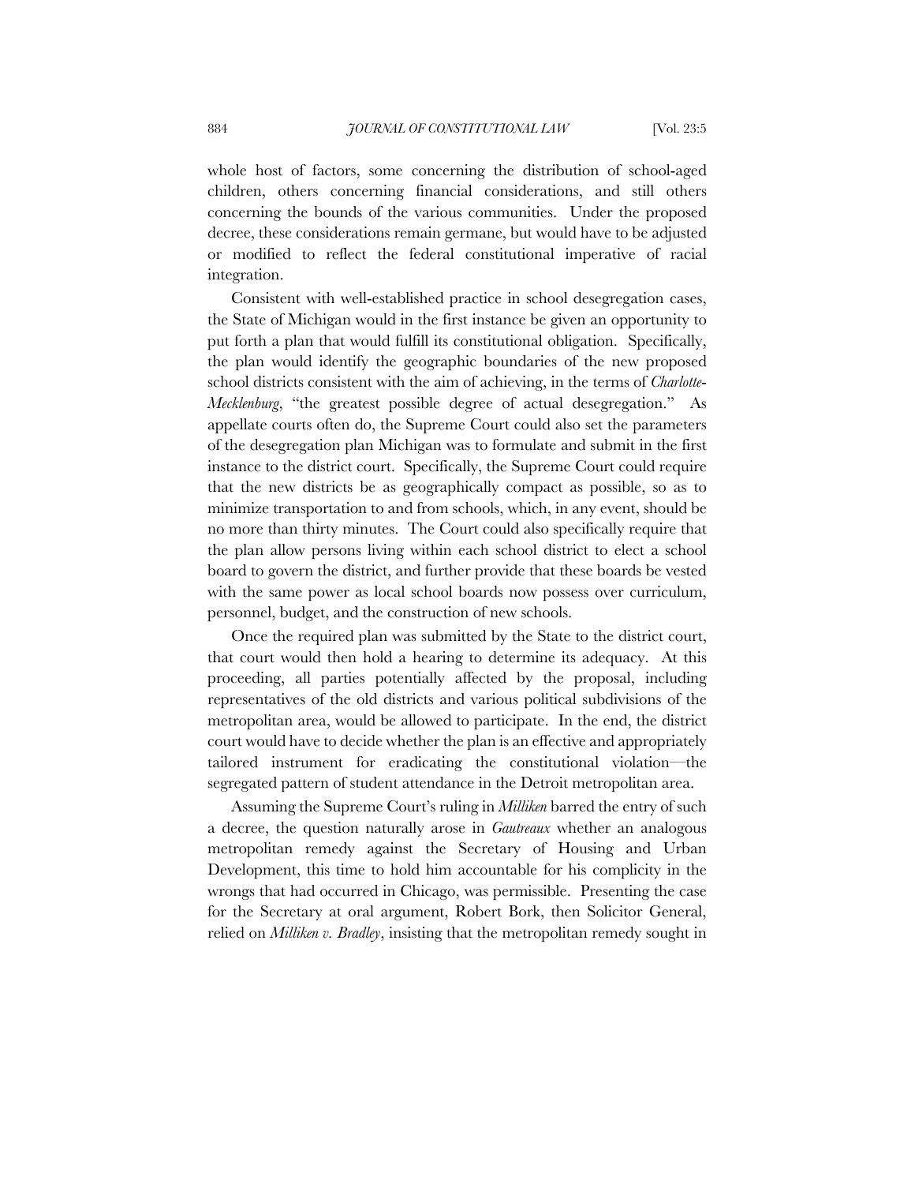whole host of factors, some concerning the distribution of school-aged children, others concerning financial considerations, and still others concerning the bounds of the various communities. Under the proposed decree, these considerations remain germane, but would have to be adjusted or modified to reflect the federal constitutional imperative of racial integration.

Consistent with well-established practice in school desegregation cases, the State of Michigan would in the first instance be given an opportunity to put forth a plan that would fulfill its constitutional obligation. Specifically, the plan would identify the geographic boundaries of the new proposed school districts consistent with the aim of achieving, in the terms of *Charlotte-Mecklenburg*, "the greatest possible degree of actual desegregation." As appellate courts often do, the Supreme Court could also set the parameters of the desegregation plan Michigan was to formulate and submit in the first instance to the district court. Specifically, the Supreme Court could require that the new districts be as geographically compact as possible, so as to minimize transportation to and from schools, which, in any event, should be no more than thirty minutes. The Court could also specifically require that the plan allow persons living within each school district to elect a school board to govern the district, and further provide that these boards be vested with the same power as local school boards now possess over curriculum, personnel, budget, and the construction of new schools.

Once the required plan was submitted by the State to the district court, that court would then hold a hearing to determine its adequacy. At this proceeding, all parties potentially affected by the proposal, including representatives of the old districts and various political subdivisions of the metropolitan area, would be allowed to participate. In the end, the district court would have to decide whether the plan is an effective and appropriately tailored instrument for eradicating the constitutional violation—the segregated pattern of student attendance in the Detroit metropolitan area.

Assuming the Supreme Court's ruling in *Milliken* barred the entry of such a decree, the question naturally arose in *Gautreaux* whether an analogous metropolitan remedy against the Secretary of Housing and Urban Development, this time to hold him accountable for his complicity in the wrongs that had occurred in Chicago, was permissible. Presenting the case for the Secretary at oral argument, Robert Bork, then Solicitor General, relied on *Milliken v. Bradley*, insisting that the metropolitan remedy sought in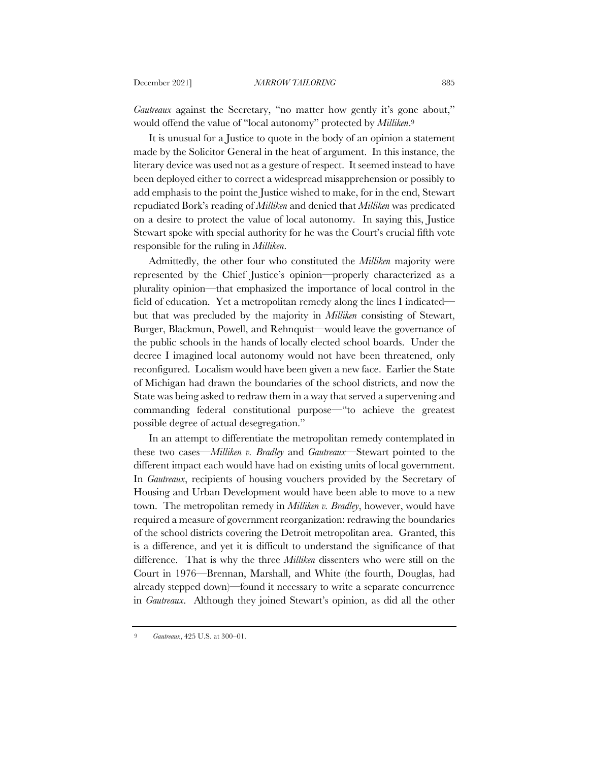*Gautreaux* against the Secretary, "no matter how gently it's gone about," would offend the value of "local autonomy" protected by *Milliken*.[9]

It is unusual for a Justice to quote in the body of an opinion a statement made by the Solicitor General in the heat of argument. In this instance, the literary device was used not as a gesture of respect. It seemed instead to have been deployed either to correct a widespread misapprehension or possibly to add emphasis to the point the Justice wished to make, for in the end, Stewart repudiated Bork's reading of *Milliken* and denied that *Milliken* was predicated on a desire to protect the value of local autonomy. In saying this, Justice Stewart spoke with special authority for he was the Court's crucial fifth vote responsible for the ruling in *Milliken*.

Admittedly, the other four who constituted the *Milliken* majority were represented by the Chief Justice's opinion—properly characterized as a plurality opinion—that emphasized the importance of local control in the field of education. Yet a metropolitan remedy along the lines I indicated—but that was precluded by the majority in *Milliken* consisting of Stewart, Burger, Blackmun, Powell, and Rehnquist—would leave the governance of the public schools in the hands of locally elected school boards. Under the decree I imagined local autonomy would not have been threatened, only reconfigured. Localism would have been given a new face. Earlier the State of Michigan had drawn the boundaries of the school districts, and now the State was being asked to redraw them in a way that served a supervening and commanding federal constitutional purpose—"to achieve the greatest possible degree of actual desegregation."

In an attempt to differentiate the metropolitan remedy contemplated in these two cases—*Milliken v. Bradley* and *Gautreaux*—Stewart pointed to the different impact each would have had on existing units of local government. In *Gautreaux*, recipients of housing vouchers provided by the Secretary of Housing and Urban Development would have been able to move to a new town. The metropolitan remedy in *Milliken v. Bradley*, however, would have required a measure of government reorganization: redrawing the boundaries of the school districts covering the Detroit metropolitan area. Granted, this is a difference, and yet it is difficult to understand the significance of that difference. That is why the three *Milliken* dissenters who were still on the Court in 1976—Brennan, Marshall, and White (the fourth, Douglas, had already stepped down)—found it necessary to write a separate concurrence in *Gautreaux*. Although they joined Stewart's opinion, as did all the other

[9] *Gautreaux*, 425 U.S. at 300–01.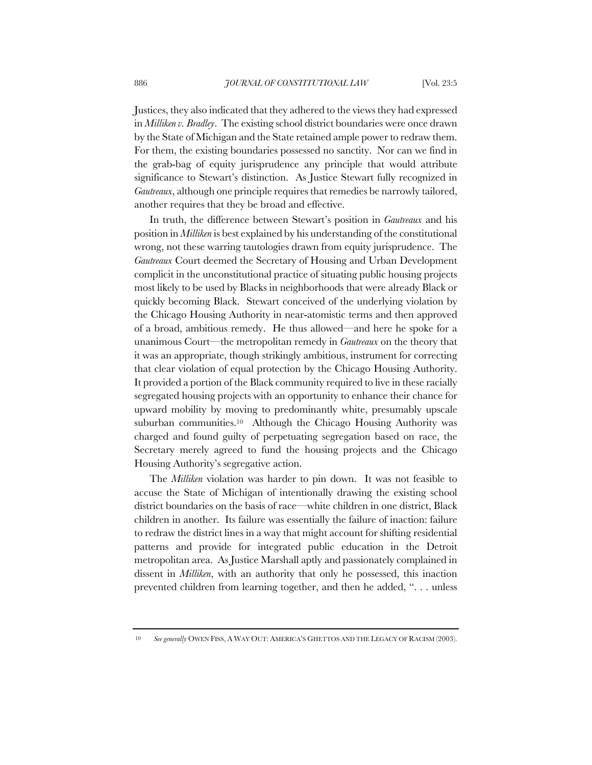Justices, they also indicated that they adhered to the views they had expressed in *Milliken v. Bradley*. The existing school district boundaries were once drawn by the State of Michigan and the State retained ample power to redraw them. For them, the existing boundaries possessed no sanctity. Nor can we find in the grab-bag of equity jurisprudence any principle that would attribute significance to Stewart's distinction. As Justice Stewart fully recognized in *Gautreaux*, although one principle requires that remedies be narrowly tailored, another requires that they be broad and effective.

In truth, the difference between Stewart's position in *Gautreaux* and his position in *Milliken* is best explained by his understanding of the constitutional wrong, not these warring tautologies drawn from equity jurisprudence. The *Gautreaux* Court deemed the Secretary of Housing and Urban Development complicit in the unconstitutional practice of situating public housing projects most likely to be used by Blacks in neighborhoods that were already Black or quickly becoming Black. Stewart conceived of the underlying violation by the Chicago Housing Authority in near-atomistic terms and then approved of a broad, ambitious remedy. He thus allowed—and here he spoke for a unanimous Court—the metropolitan remedy in *Gautreaux* on the theory that it was an appropriate, though strikingly ambitious, instrument for correcting that clear violation of equal protection by the Chicago Housing Authority. It provided a portion of the Black community required to live in these racially segregated housing projects with an opportunity to enhance their chance for upward mobility by moving to predominantly white, presumably upscale suburban communities.[10] Although the Chicago Housing Authority was charged and found guilty of perpetuating segregation based on race, the Secretary merely agreed to fund the housing projects and the Chicago Housing Authority's segregative action.

The *Milliken* violation was harder to pin down. It was not feasible to accuse the State of Michigan of intentionally drawing the existing school district boundaries on the basis of race—white children in one district, Black children in another. Its failure was essentially the failure of inaction: failure to redraw the district lines in a way that might account for shifting residential patterns and provide for integrated public education in the Detroit metropolitan area. As Justice Marshall aptly and passionately complained in dissent in *Milliken*, with an authority that only he possessed, this inaction prevented children from learning together, and then he added, ". . . unless

---

[10] *See generally* OWEN FISS, A WAY OUT: AMERICA'S GHETTOS AND THE LEGACY OF RACISM (2003).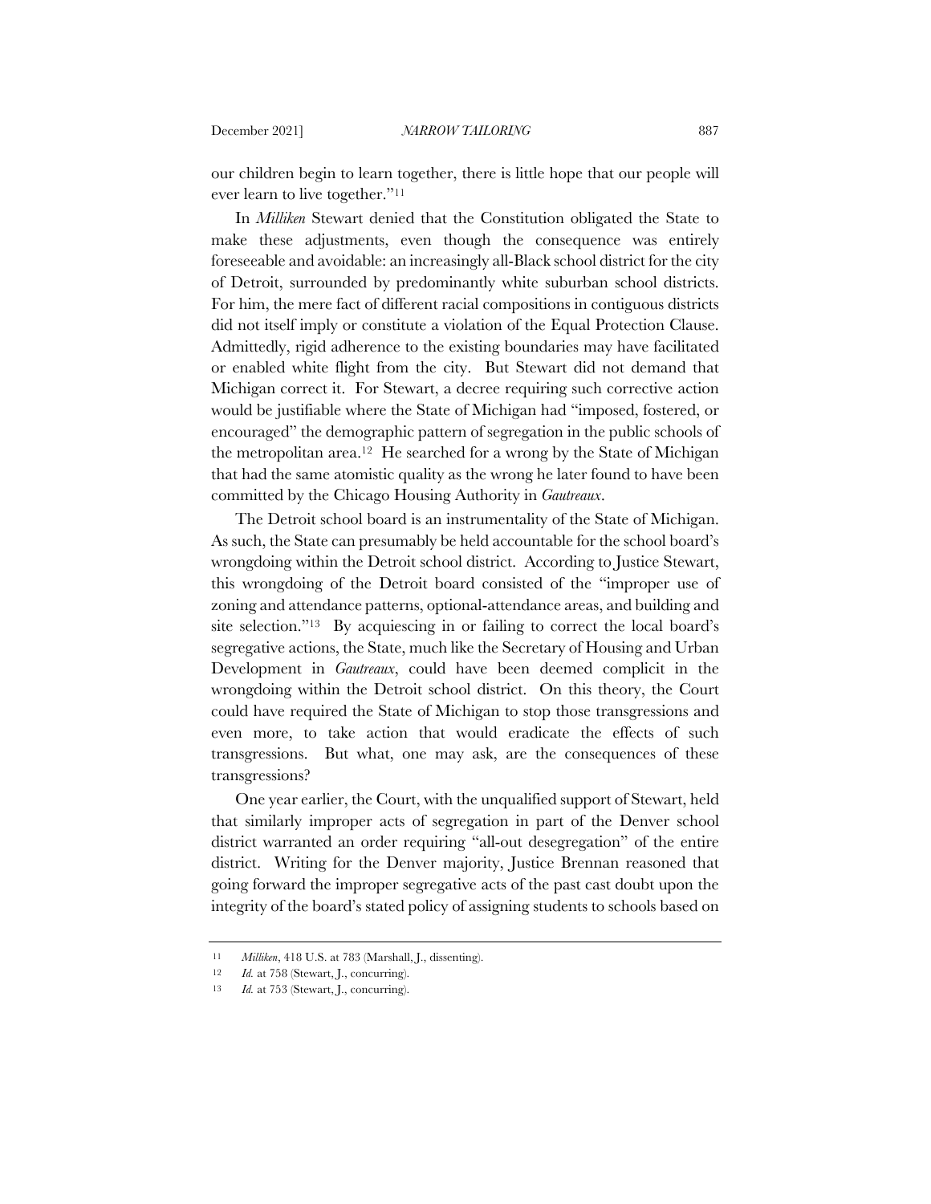our children begin to learn together, there is little hope that our people will ever learn to live together."[11]

In *Milliken* Stewart denied that the Constitution obligated the State to make these adjustments, even though the consequence was entirely foreseeable and avoidable: an increasingly all-Black school district for the city of Detroit, surrounded by predominantly white suburban school districts. For him, the mere fact of different racial compositions in contiguous districts did not itself imply or constitute a violation of the Equal Protection Clause. Admittedly, rigid adherence to the existing boundaries may have facilitated or enabled white flight from the city. But Stewart did not demand that Michigan correct it. For Stewart, a decree requiring such corrective action would be justifiable where the State of Michigan had "imposed, fostered, or encouraged" the demographic pattern of segregation in the public schools of the metropolitan area.[12] He searched for a wrong by the State of Michigan that had the same atomistic quality as the wrong he later found to have been committed by the Chicago Housing Authority in *Gautreaux*.

The Detroit school board is an instrumentality of the State of Michigan. As such, the State can presumably be held accountable for the school board's wrongdoing within the Detroit school district. According to Justice Stewart, this wrongdoing of the Detroit board consisted of the "improper use of zoning and attendance patterns, optional-attendance areas, and building and site selection."[13] By acquiescing in or failing to correct the local board's segregative actions, the State, much like the Secretary of Housing and Urban Development in *Gautreaux*, could have been deemed complicit in the wrongdoing within the Detroit school district. On this theory, the Court could have required the State of Michigan to stop those transgressions and even more, to take action that would eradicate the effects of such transgressions. But what, one may ask, are the consequences of these transgressions?

One year earlier, the Court, with the unqualified support of Stewart, held that similarly improper acts of segregation in part of the Denver school district warranted an order requiring "all-out desegregation" of the entire district. Writing for the Denver majority, Justice Brennan reasoned that going forward the improper segregative acts of the past cast doubt upon the integrity of the board's stated policy of assigning students to schools based on

---

[11] *Milliken*, 418 U.S. at 783 (Marshall, J., dissenting).

[12] *Id.* at 758 (Stewart, J., concurring).

[13] *Id.* at 753 (Stewart, J., concurring).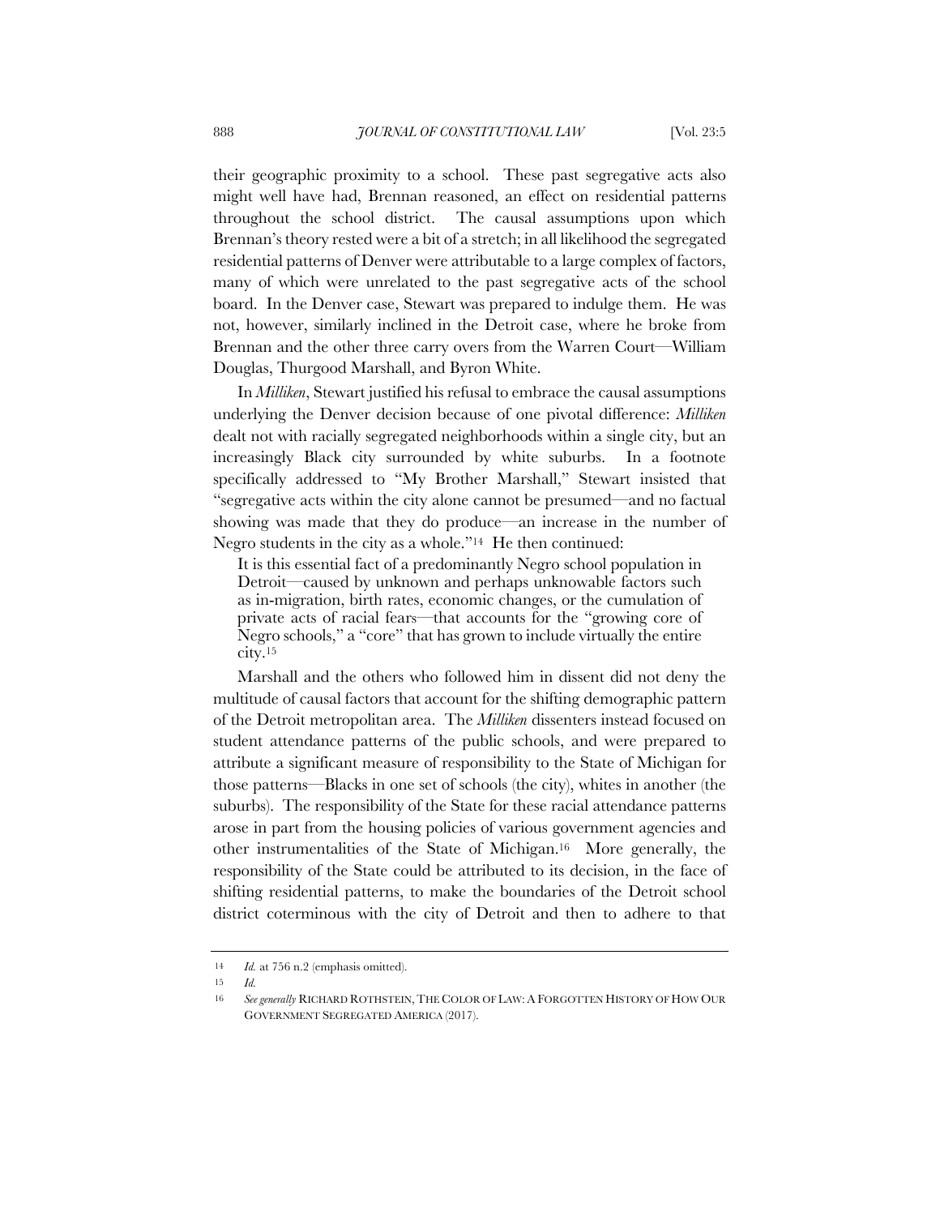their geographic proximity to a school. These past segregative acts also might well have had, Brennan reasoned, an effect on residential patterns throughout the school district. The causal assumptions upon which Brennan's theory rested were a bit of a stretch; in all likelihood the segregated residential patterns of Denver were attributable to a large complex of factors, many of which were unrelated to the past segregative acts of the school board. In the Denver case, Stewart was prepared to indulge them. He was not, however, similarly inclined in the Detroit case, where he broke from Brennan and the other three carry overs from the Warren Court—William Douglas, Thurgood Marshall, and Byron White.

In *Milliken*, Stewart justified his refusal to embrace the causal assumptions underlying the Denver decision because of one pivotal difference: *Milliken* dealt not with racially segregated neighborhoods within a single city, but an increasingly Black city surrounded by white suburbs. In a footnote specifically addressed to "My Brother Marshall," Stewart insisted that "segregative acts within the city alone cannot be presumed—and no factual showing was made that they do produce—an increase in the number of Negro students in the city as a whole."[14] He then continued:

> It is this essential fact of a predominantly Negro school population in Detroit—caused by unknown and perhaps unknowable factors such as in-migration, birth rates, economic changes, or the cumulation of private acts of racial fears—that accounts for the "growing core of Negro schools," a "core" that has grown to include virtually the entire city.[15]

Marshall and the others who followed him in dissent did not deny the multitude of causal factors that account for the shifting demographic pattern of the Detroit metropolitan area. The *Milliken* dissenters instead focused on student attendance patterns of the public schools, and were prepared to attribute a significant measure of responsibility to the State of Michigan for those patterns—Blacks in one set of schools (the city), whites in another (the suburbs). The responsibility of the State for these racial attendance patterns arose in part from the housing policies of various government agencies and other instrumentalities of the State of Michigan.[16] More generally, the responsibility of the State could be attributed to its decision, in the face of shifting residential patterns, to make the boundaries of the Detroit school district coterminous with the city of Detroit and then to adhere to that

---

14 *Id.* at 756 n.2 (emphasis omitted).

15 *Id.*

16 *See generally* RICHARD ROTHSTEIN, THE COLOR OF LAW: A FORGOTTEN HISTORY OF HOW OUR GOVERNMENT SEGREGATED AMERICA (2017).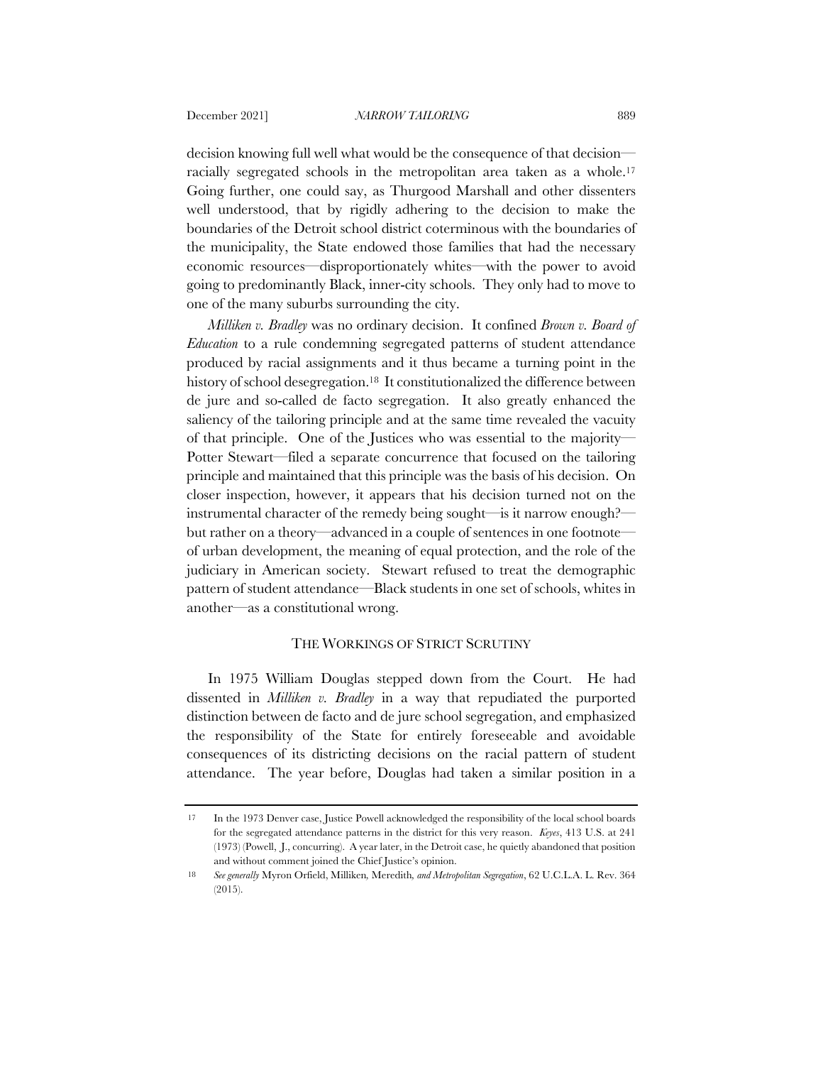decision knowing full well what would be the consequence of that decision—racially segregated schools in the metropolitan area taken as a whole.[17] Going further, one could say, as Thurgood Marshall and other dissenters well understood, that by rigidly adhering to the decision to make the boundaries of the Detroit school district coterminous with the boundaries of the municipality, the State endowed those families that had the necessary economic resources—disproportionately whites—with the power to avoid going to predominantly Black, inner-city schools. They only had to move to one of the many suburbs surrounding the city.

*Milliken v. Bradley* was no ordinary decision. It confined *Brown v. Board of Education* to a rule condemning segregated patterns of student attendance produced by racial assignments and it thus became a turning point in the history of school desegregation.[18] It constitutionalized the difference between de jure and so-called de facto segregation. It also greatly enhanced the saliency of the tailoring principle and at the same time revealed the vacuity of that principle. One of the Justices who was essential to the majority—Potter Stewart—filed a separate concurrence that focused on the tailoring principle and maintained that this principle was the basis of his decision. On closer inspection, however, it appears that his decision turned not on the instrumental character of the remedy being sought—is it narrow enough?—but rather on a theory—advanced in a couple of sentences in one footnote—of urban development, the meaning of equal protection, and the role of the judiciary in American society. Stewart refused to treat the demographic pattern of student attendance—Black students in one set of schools, whites in another—as a constitutional wrong.

## THE WORKINGS OF STRICT SCRUTINY

In 1975 William Douglas stepped down from the Court. He had dissented in *Milliken v. Bradley* in a way that repudiated the purported distinction between de facto and de jure school segregation, and emphasized the responsibility of the State for entirely foreseeable and avoidable consequences of its districting decisions on the racial pattern of student attendance. The year before, Douglas had taken a similar position in a

---

17 In the 1973 Denver case, Justice Powell acknowledged the responsibility of the local school boards for the segregated attendance patterns in the district for this very reason. *Keyes*, 413 U.S. at 241 (1973) (Powell, J., concurring). A year later, in the Detroit case, he quietly abandoned that position and without comment joined the Chief Justice's opinion.

18 *See generally* Myron Orfield, Milliken*,* Meredith*, and Metropolitan Segregation*, 62 U.C.L.A. L. Rev. 364 (2015).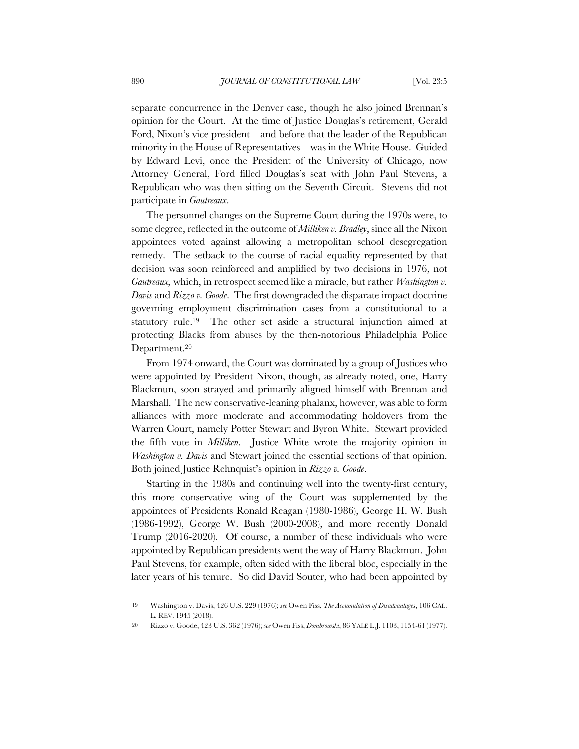separate concurrence in the Denver case, though he also joined Brennan's opinion for the Court. At the time of Justice Douglas's retirement, Gerald Ford, Nixon's vice president—and before that the leader of the Republican minority in the House of Representatives—was in the White House. Guided by Edward Levi, once the President of the University of Chicago, now Attorney General, Ford filled Douglas's seat with John Paul Stevens, a Republican who was then sitting on the Seventh Circuit. Stevens did not participate in *Gautreaux*.

The personnel changes on the Supreme Court during the 1970s were, to some degree, reflected in the outcome of *Milliken v. Bradley*, since all the Nixon appointees voted against allowing a metropolitan school desegregation remedy. The setback to the course of racial equality represented by that decision was soon reinforced and amplified by two decisions in 1976, not *Gautreaux,* which, in retrospect seemed like a miracle, but rather *Washington v. Davis* and *Rizzo v. Goode*. The first downgraded the disparate impact doctrine governing employment discrimination cases from a constitutional to a statutory rule.[19] The other set aside a structural injunction aimed at protecting Blacks from abuses by the then-notorious Philadelphia Police Department.[20]

From 1974 onward, the Court was dominated by a group of Justices who were appointed by President Nixon, though, as already noted, one, Harry Blackmun, soon strayed and primarily aligned himself with Brennan and Marshall. The new conservative-leaning phalanx, however, was able to form alliances with more moderate and accommodating holdovers from the Warren Court, namely Potter Stewart and Byron White. Stewart provided the fifth vote in *Milliken*. Justice White wrote the majority opinion in *Washington v. Davis* and Stewart joined the essential sections of that opinion. Both joined Justice Rehnquist's opinion in *Rizzo v. Goode*.

Starting in the 1980s and continuing well into the twenty-first century, this more conservative wing of the Court was supplemented by the appointees of Presidents Ronald Reagan (1980-1986), George H. W. Bush (1986-1992), George W. Bush (2000-2008), and more recently Donald Trump (2016-2020). Of course, a number of these individuals who were appointed by Republican presidents went the way of Harry Blackmun. John Paul Stevens, for example, often sided with the liberal bloc, especially in the later years of his tenure. So did David Souter, who had been appointed by

---

19 Washington v. Davis, 426 U.S. 229 (1976); *see* Owen Fiss, *The Accumulation of Disadvantages*, 106 CAL. L. REV. 1945 (2018).

20 Rizzo v. Goode, 423 U.S. 362 (1976); *see* Owen Fiss, *Dombrowski*, 86 YALE L.J. 1103, 1154-61 (1977).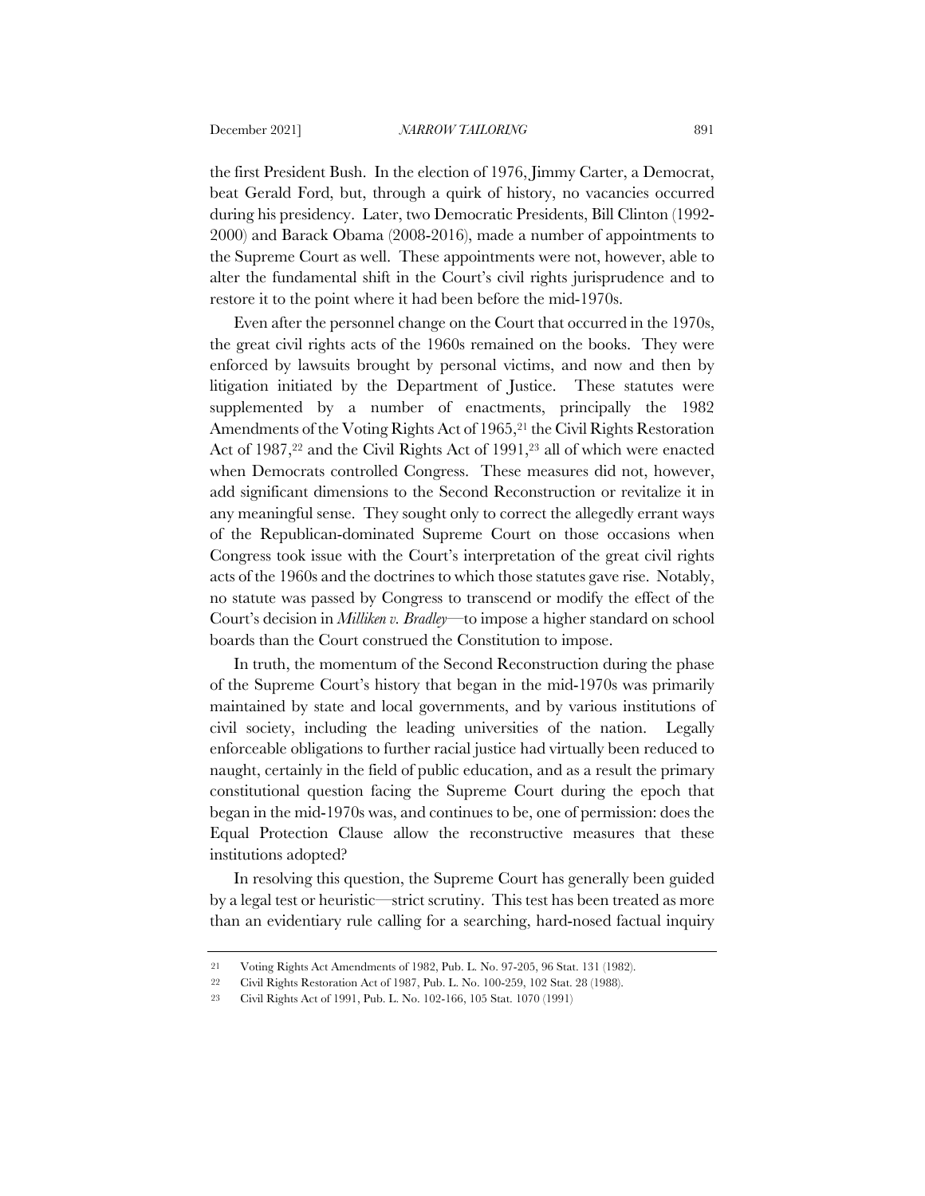the first President Bush. In the election of 1976, Jimmy Carter, a Democrat, beat Gerald Ford, but, through a quirk of history, no vacancies occurred during his presidency. Later, two Democratic Presidents, Bill Clinton (1992-2000) and Barack Obama (2008-2016), made a number of appointments to the Supreme Court as well. These appointments were not, however, able to alter the fundamental shift in the Court's civil rights jurisprudence and to restore it to the point where it had been before the mid-1970s.

Even after the personnel change on the Court that occurred in the 1970s, the great civil rights acts of the 1960s remained on the books. They were enforced by lawsuits brought by personal victims, and now and then by litigation initiated by the Department of Justice. These statutes were supplemented by a number of enactments, principally the 1982 Amendments of the Voting Rights Act of 1965,[21] the Civil Rights Restoration Act of 1987,[22] and the Civil Rights Act of 1991,[23] all of which were enacted when Democrats controlled Congress. These measures did not, however, add significant dimensions to the Second Reconstruction or revitalize it in any meaningful sense. They sought only to correct the allegedly errant ways of the Republican-dominated Supreme Court on those occasions when Congress took issue with the Court's interpretation of the great civil rights acts of the 1960s and the doctrines to which those statutes gave rise. Notably, no statute was passed by Congress to transcend or modify the effect of the Court's decision in *Milliken v. Bradley*—to impose a higher standard on school boards than the Court construed the Constitution to impose.

In truth, the momentum of the Second Reconstruction during the phase of the Supreme Court's history that began in the mid-1970s was primarily maintained by state and local governments, and by various institutions of civil society, including the leading universities of the nation. Legally enforceable obligations to further racial justice had virtually been reduced to naught, certainly in the field of public education, and as a result the primary constitutional question facing the Supreme Court during the epoch that began in the mid-1970s was, and continues to be, one of permission: does the Equal Protection Clause allow the reconstructive measures that these institutions adopted?

In resolving this question, the Supreme Court has generally been guided by a legal test or heuristic—strict scrutiny. This test has been treated as more than an evidentiary rule calling for a searching, hard-nosed factual inquiry

---

[21] Voting Rights Act Amendments of 1982, Pub. L. No. 97-205, 96 Stat. 131 (1982).

[22] Civil Rights Restoration Act of 1987, Pub. L. No. 100-259, 102 Stat. 28 (1988).

[23] Civil Rights Act of 1991, Pub. L. No. 102-166, 105 Stat. 1070 (1991)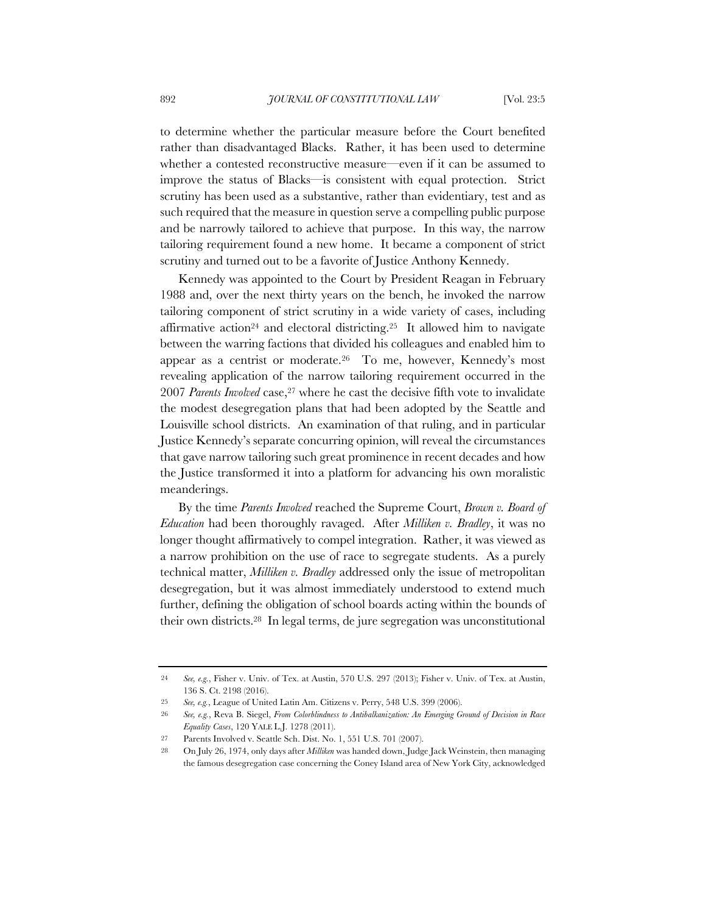to determine whether the particular measure before the Court benefited rather than disadvantaged Blacks. Rather, it has been used to determine whether a contested reconstructive measure—even if it can be assumed to improve the status of Blacks—is consistent with equal protection. Strict scrutiny has been used as a substantive, rather than evidentiary, test and as such required that the measure in question serve a compelling public purpose and be narrowly tailored to achieve that purpose. In this way, the narrow tailoring requirement found a new home. It became a component of strict scrutiny and turned out to be a favorite of Justice Anthony Kennedy.

Kennedy was appointed to the Court by President Reagan in February 1988 and, over the next thirty years on the bench, he invoked the narrow tailoring component of strict scrutiny in a wide variety of cases, including affirmative action[24] and electoral districting.[25] It allowed him to navigate between the warring factions that divided his colleagues and enabled him to appear as a centrist or moderate.[26] To me, however, Kennedy's most revealing application of the narrow tailoring requirement occurred in the 2007 *Parents Involved* case,[27] where he cast the decisive fifth vote to invalidate the modest desegregation plans that had been adopted by the Seattle and Louisville school districts. An examination of that ruling, and in particular Justice Kennedy's separate concurring opinion, will reveal the circumstances that gave narrow tailoring such great prominence in recent decades and how the Justice transformed it into a platform for advancing his own moralistic meanderings.

By the time *Parents Involved* reached the Supreme Court, *Brown v. Board of Education* had been thoroughly ravaged. After *Milliken v. Bradley*, it was no longer thought affirmatively to compel integration. Rather, it was viewed as a narrow prohibition on the use of race to segregate students. As a purely technical matter, *Milliken v. Bradley* addressed only the issue of metropolitan desegregation, but it was almost immediately understood to extend much further, defining the obligation of school boards acting within the bounds of their own districts.[28] In legal terms, de jure segregation was unconstitutional

---

24 *See, e.g.*, Fisher v. Univ. of Tex. at Austin, 570 U.S. 297 (2013); Fisher v. Univ. of Tex. at Austin, 136 S. Ct. 2198 (2016).

25 *See, e.g.*, League of United Latin Am. Citizens v. Perry, 548 U.S. 399 (2006).

26 *See, e.g.*, Reva B. Siegel, *From Colorblindness to Antibalkanization: An Emerging Ground of Decision in Race Equality Cases*, 120 YALE L.J. 1278 (2011).

27 Parents Involved v. Seattle Sch. Dist. No. 1, 551 U.S. 701 (2007).

28 On July 26, 1974, only days after *Milliken* was handed down, Judge Jack Weinstein, then managing the famous desegregation case concerning the Coney Island area of New York City, acknowledged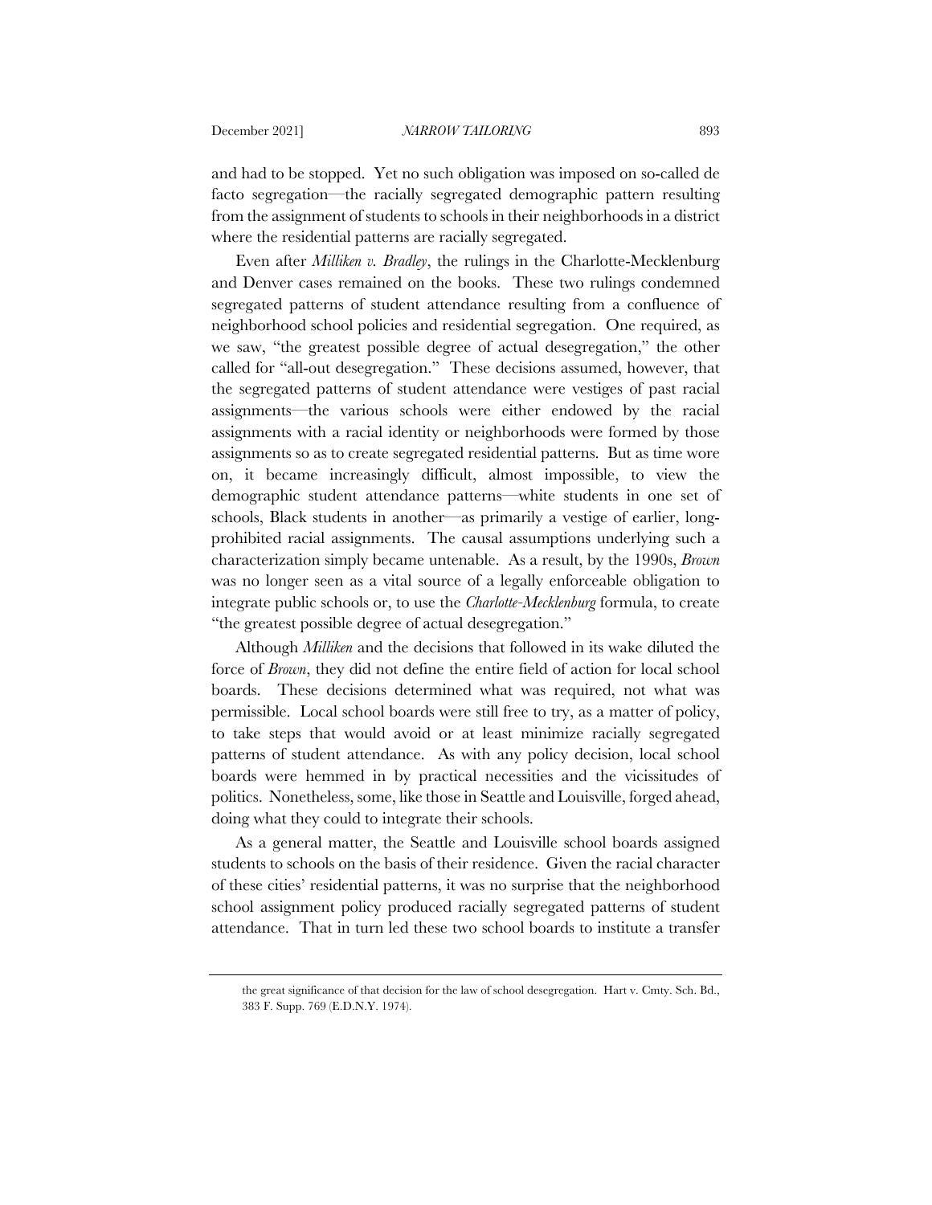and had to be stopped. Yet no such obligation was imposed on so-called de facto segregation—the racially segregated demographic pattern resulting from the assignment of students to schools in their neighborhoods in a district where the residential patterns are racially segregated.

Even after *Milliken v. Bradley*, the rulings in the Charlotte-Mecklenburg and Denver cases remained on the books. These two rulings condemned segregated patterns of student attendance resulting from a confluence of neighborhood school policies and residential segregation. One required, as we saw, "the greatest possible degree of actual desegregation," the other called for "all-out desegregation." These decisions assumed, however, that the segregated patterns of student attendance were vestiges of past racial assignments—the various schools were either endowed by the racial assignments with a racial identity or neighborhoods were formed by those assignments so as to create segregated residential patterns. But as time wore on, it became increasingly difficult, almost impossible, to view the demographic student attendance patterns—white students in one set of schools, Black students in another—as primarily a vestige of earlier, long-prohibited racial assignments. The causal assumptions underlying such a characterization simply became untenable. As a result, by the 1990s, *Brown* was no longer seen as a vital source of a legally enforceable obligation to integrate public schools or, to use the *Charlotte-Mecklenburg* formula, to create "the greatest possible degree of actual desegregation."

Although *Milliken* and the decisions that followed in its wake diluted the force of *Brown*, they did not define the entire field of action for local school boards. These decisions determined what was required, not what was permissible. Local school boards were still free to try, as a matter of policy, to take steps that would avoid or at least minimize racially segregated patterns of student attendance. As with any policy decision, local school boards were hemmed in by practical necessities and the vicissitudes of politics. Nonetheless, some, like those in Seattle and Louisville, forged ahead, doing what they could to integrate their schools.

As a general matter, the Seattle and Louisville school boards assigned students to schools on the basis of their residence. Given the racial character of these cities' residential patterns, it was no surprise that the neighborhood school assignment policy produced racially segregated patterns of student attendance. That in turn led these two school boards to institute a transfer

---

the great significance of that decision for the law of school desegregation. Hart v. Cmty. Sch. Bd., 383 F. Supp. 769 (E.D.N.Y. 1974).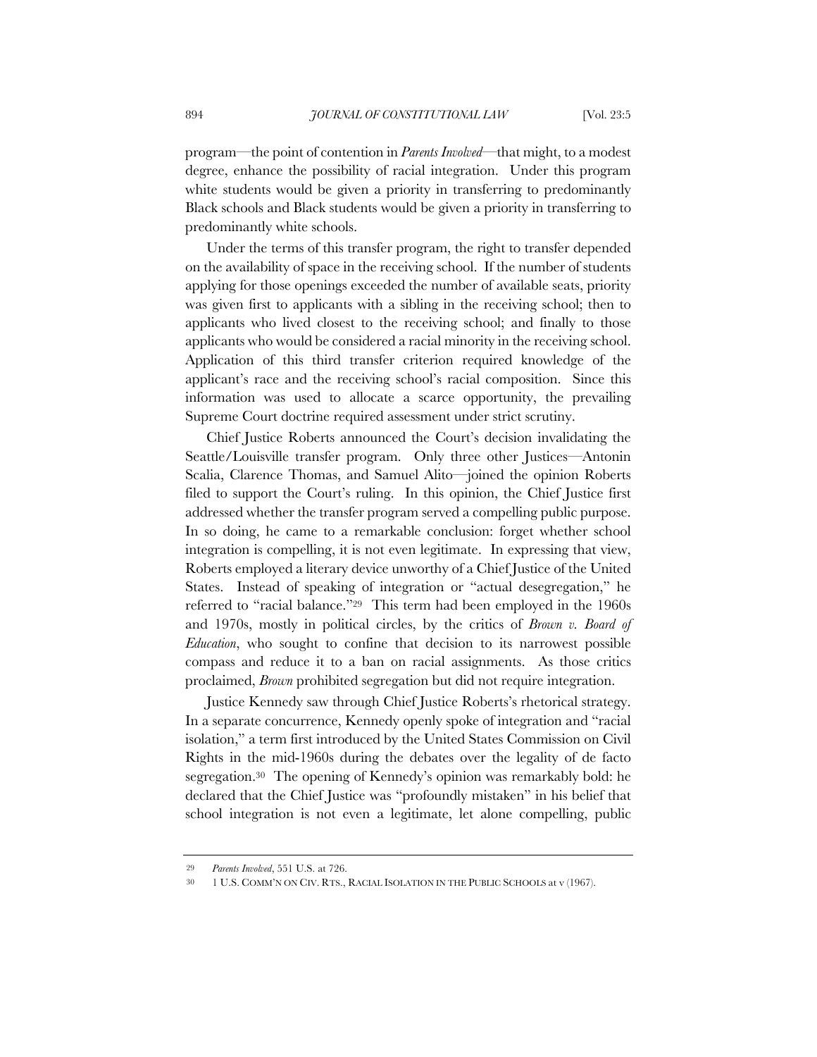program—the point of contention in *Parents Involved*—that might, to a modest degree, enhance the possibility of racial integration. Under this program white students would be given a priority in transferring to predominantly Black schools and Black students would be given a priority in transferring to predominantly white schools.

Under the terms of this transfer program, the right to transfer depended on the availability of space in the receiving school. If the number of students applying for those openings exceeded the number of available seats, priority was given first to applicants with a sibling in the receiving school; then to applicants who lived closest to the receiving school; and finally to those applicants who would be considered a racial minority in the receiving school. Application of this third transfer criterion required knowledge of the applicant's race and the receiving school's racial composition. Since this information was used to allocate a scarce opportunity, the prevailing Supreme Court doctrine required assessment under strict scrutiny.

Chief Justice Roberts announced the Court's decision invalidating the Seattle/Louisville transfer program. Only three other Justices—Antonin Scalia, Clarence Thomas, and Samuel Alito—joined the opinion Roberts filed to support the Court's ruling. In this opinion, the Chief Justice first addressed whether the transfer program served a compelling public purpose. In so doing, he came to a remarkable conclusion: forget whether school integration is compelling, it is not even legitimate. In expressing that view, Roberts employed a literary device unworthy of a Chief Justice of the United States. Instead of speaking of integration or "actual desegregation," he referred to "racial balance."[29] This term had been employed in the 1960s and 1970s, mostly in political circles, by the critics of *Brown v. Board of Education*, who sought to confine that decision to its narrowest possible compass and reduce it to a ban on racial assignments. As those critics proclaimed, *Brown* prohibited segregation but did not require integration.

Justice Kennedy saw through Chief Justice Roberts's rhetorical strategy. In a separate concurrence, Kennedy openly spoke of integration and "racial isolation," a term first introduced by the United States Commission on Civil Rights in the mid-1960s during the debates over the legality of de facto segregation.[30] The opening of Kennedy's opinion was remarkably bold: he declared that the Chief Justice was "profoundly mistaken" in his belief that school integration is not even a legitimate, let alone compelling, public

---

[29] *Parents Involved*, 551 U.S. at 726.

[30] 1 U.S. COMM'N ON CIV. RTS., RACIAL ISOLATION IN THE PUBLIC SCHOOLS at v (1967).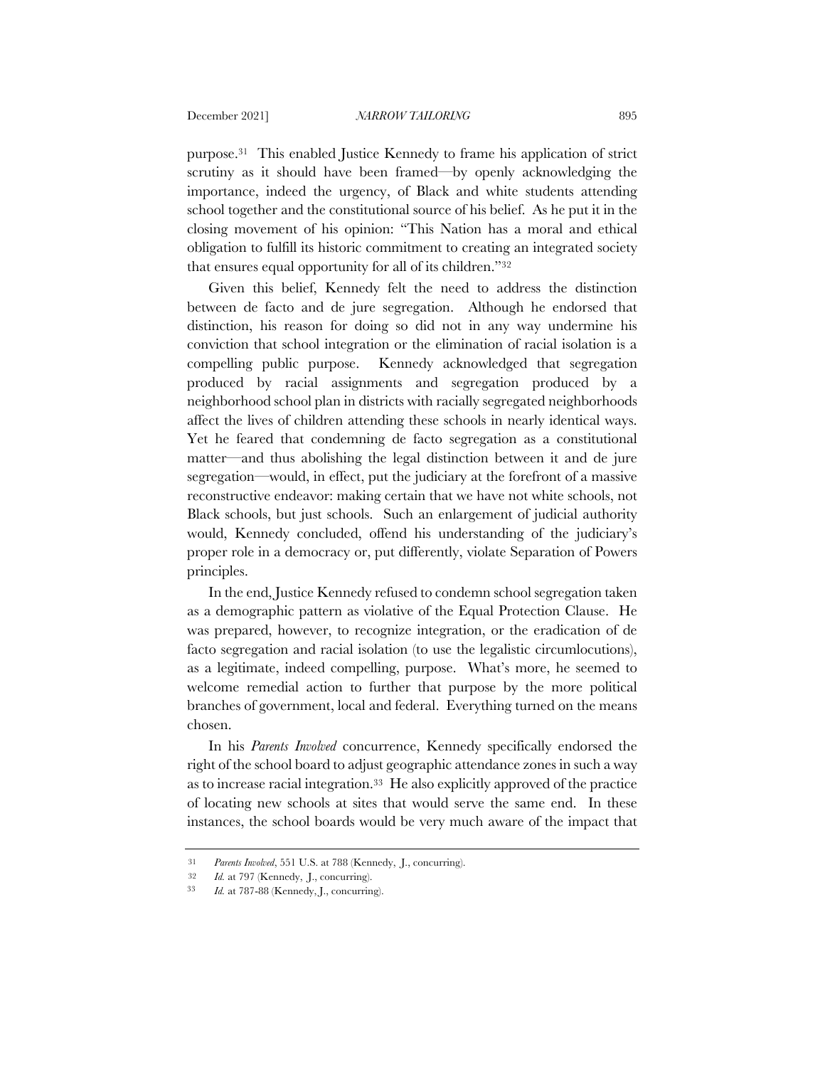purpose.[31] This enabled Justice Kennedy to frame his application of strict scrutiny as it should have been framed—by openly acknowledging the importance, indeed the urgency, of Black and white students attending school together and the constitutional source of his belief. As he put it in the closing movement of his opinion: "This Nation has a moral and ethical obligation to fulfill its historic commitment to creating an integrated society that ensures equal opportunity for all of its children."[32]

Given this belief, Kennedy felt the need to address the distinction between de facto and de jure segregation. Although he endorsed that distinction, his reason for doing so did not in any way undermine his conviction that school integration or the elimination of racial isolation is a compelling public purpose. Kennedy acknowledged that segregation produced by racial assignments and segregation produced by a neighborhood school plan in districts with racially segregated neighborhoods affect the lives of children attending these schools in nearly identical ways. Yet he feared that condemning de facto segregation as a constitutional matter—and thus abolishing the legal distinction between it and de jure segregation—would, in effect, put the judiciary at the forefront of a massive reconstructive endeavor: making certain that we have not white schools, not Black schools, but just schools. Such an enlargement of judicial authority would, Kennedy concluded, offend his understanding of the judiciary's proper role in a democracy or, put differently, violate Separation of Powers principles.

In the end, Justice Kennedy refused to condemn school segregation taken as a demographic pattern as violative of the Equal Protection Clause. He was prepared, however, to recognize integration, or the eradication of de facto segregation and racial isolation (to use the legalistic circumlocutions), as a legitimate, indeed compelling, purpose. What's more, he seemed to welcome remedial action to further that purpose by the more political branches of government, local and federal. Everything turned on the means chosen.

In his *Parents Involved* concurrence, Kennedy specifically endorsed the right of the school board to adjust geographic attendance zones in such a way as to increase racial integration.[33] He also explicitly approved of the practice of locating new schools at sites that would serve the same end. In these instances, the school boards would be very much aware of the impact that

---

[31] *Parents Involved*, 551 U.S. at 788 (Kennedy, J., concurring).

[32] *Id.* at 797 (Kennedy, J., concurring).

[33] *Id.* at 787-88 (Kennedy, J., concurring).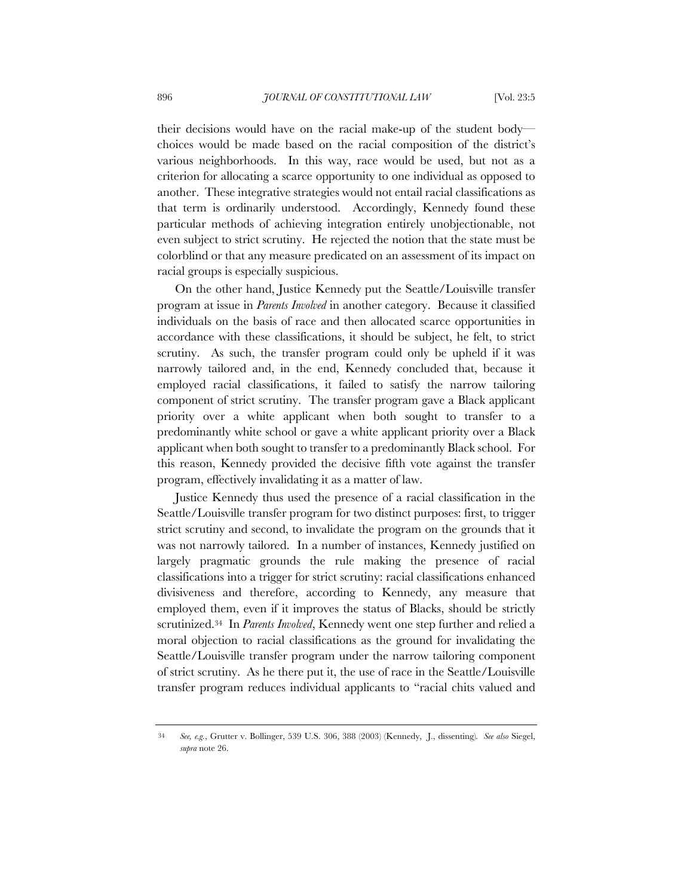their decisions would have on the racial make-up of the student body—choices would be made based on the racial composition of the district's various neighborhoods. In this way, race would be used, but not as a criterion for allocating a scarce opportunity to one individual as opposed to another. These integrative strategies would not entail racial classifications as that term is ordinarily understood. Accordingly, Kennedy found these particular methods of achieving integration entirely unobjectionable, not even subject to strict scrutiny. He rejected the notion that the state must be colorblind or that any measure predicated on an assessment of its impact on racial groups is especially suspicious.

On the other hand, Justice Kennedy put the Seattle/Louisville transfer program at issue in *Parents Involved* in another category. Because it classified individuals on the basis of race and then allocated scarce opportunities in accordance with these classifications, it should be subject, he felt, to strict scrutiny. As such, the transfer program could only be upheld if it was narrowly tailored and, in the end, Kennedy concluded that, because it employed racial classifications, it failed to satisfy the narrow tailoring component of strict scrutiny. The transfer program gave a Black applicant priority over a white applicant when both sought to transfer to a predominantly white school or gave a white applicant priority over a Black applicant when both sought to transfer to a predominantly Black school. For this reason, Kennedy provided the decisive fifth vote against the transfer program, effectively invalidating it as a matter of law.

Justice Kennedy thus used the presence of a racial classification in the Seattle/Louisville transfer program for two distinct purposes: first, to trigger strict scrutiny and second, to invalidate the program on the grounds that it was not narrowly tailored. In a number of instances, Kennedy justified on largely pragmatic grounds the rule making the presence of racial classifications into a trigger for strict scrutiny: racial classifications enhanced divisiveness and therefore, according to Kennedy, any measure that employed them, even if it improves the status of Blacks, should be strictly scrutinized.[34] In *Parents Involved*, Kennedy went one step further and relied a moral objection to racial classifications as the ground for invalidating the Seattle/Louisville transfer program under the narrow tailoring component of strict scrutiny. As he there put it, the use of race in the Seattle/Louisville transfer program reduces individual applicants to "racial chits valued and

---

[34] *See, e.g.*, Grutter v. Bollinger, 539 U.S. 306, 388 (2003) (Kennedy, J., dissenting). *See also* Siegel, *supra* note 26.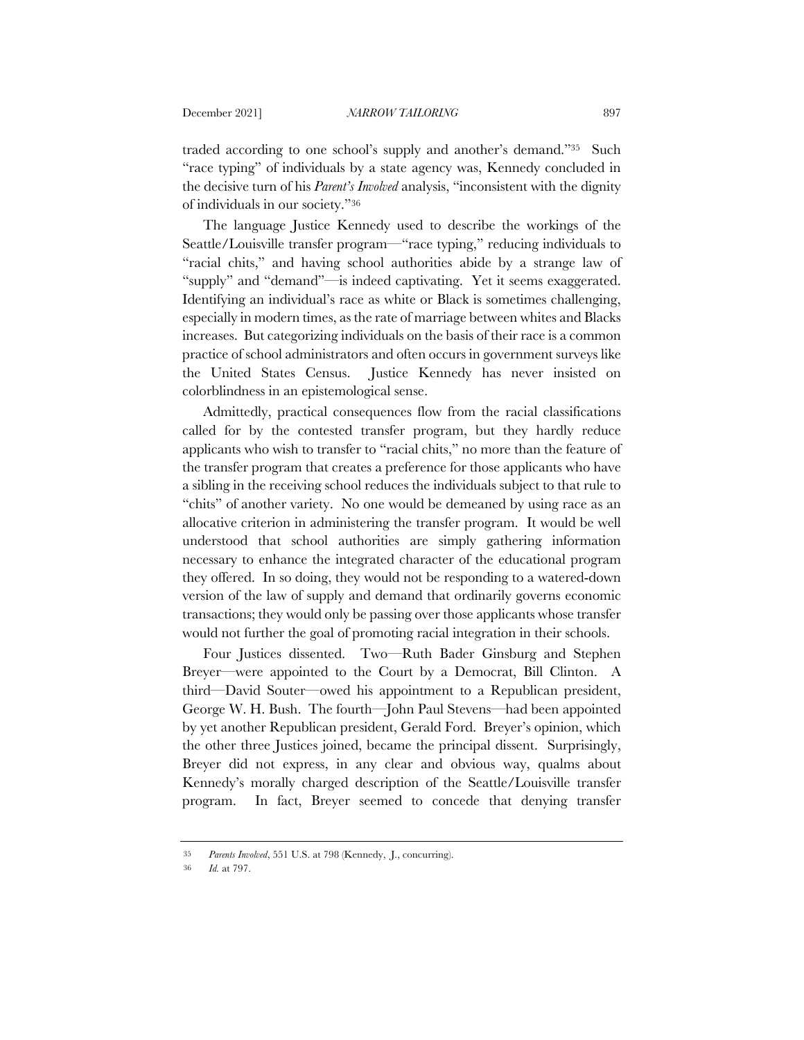traded according to one school's supply and another's demand."[35] Such "race typing" of individuals by a state agency was, Kennedy concluded in the decisive turn of his *Parent's Involved* analysis, "inconsistent with the dignity of individuals in our society."[36]

The language Justice Kennedy used to describe the workings of the Seattle/Louisville transfer program—"race typing," reducing individuals to "racial chits," and having school authorities abide by a strange law of "supply" and "demand"—is indeed captivating. Yet it seems exaggerated. Identifying an individual's race as white or Black is sometimes challenging, especially in modern times, as the rate of marriage between whites and Blacks increases. But categorizing individuals on the basis of their race is a common practice of school administrators and often occurs in government surveys like the United States Census. Justice Kennedy has never insisted on colorblindness in an epistemological sense.

Admittedly, practical consequences flow from the racial classifications called for by the contested transfer program, but they hardly reduce applicants who wish to transfer to "racial chits," no more than the feature of the transfer program that creates a preference for those applicants who have a sibling in the receiving school reduces the individuals subject to that rule to "chits" of another variety. No one would be demeaned by using race as an allocative criterion in administering the transfer program. It would be well understood that school authorities are simply gathering information necessary to enhance the integrated character of the educational program they offered. In so doing, they would not be responding to a watered-down version of the law of supply and demand that ordinarily governs economic transactions; they would only be passing over those applicants whose transfer would not further the goal of promoting racial integration in their schools.

Four Justices dissented. Two—Ruth Bader Ginsburg and Stephen Breyer—were appointed to the Court by a Democrat, Bill Clinton. A third—David Souter—owed his appointment to a Republican president, George W. H. Bush. The fourth—John Paul Stevens—had been appointed by yet another Republican president, Gerald Ford. Breyer's opinion, which the other three Justices joined, became the principal dissent. Surprisingly, Breyer did not express, in any clear and obvious way, qualms about Kennedy's morally charged description of the Seattle/Louisville transfer program. In fact, Breyer seemed to concede that denying transfer

---

[35] *Parents Involved*, 551 U.S. at 798 (Kennedy, J., concurring).

[36] *Id.* at 797.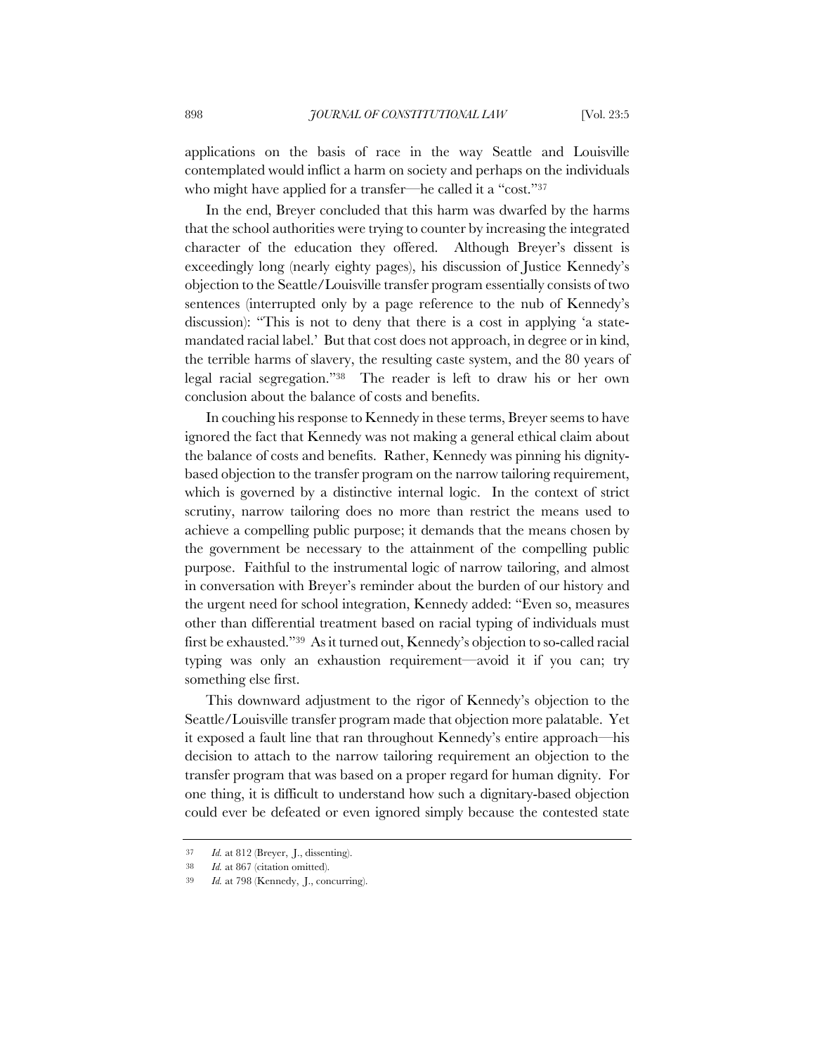applications on the basis of race in the way Seattle and Louisville contemplated would inflict a harm on society and perhaps on the individuals who might have applied for a transfer—he called it a "cost."[37]

In the end, Breyer concluded that this harm was dwarfed by the harms that the school authorities were trying to counter by increasing the integrated character of the education they offered. Although Breyer's dissent is exceedingly long (nearly eighty pages), his discussion of Justice Kennedy's objection to the Seattle/Louisville transfer program essentially consists of two sentences (interrupted only by a page reference to the nub of Kennedy's discussion): "This is not to deny that there is a cost in applying 'a state-mandated racial label.' But that cost does not approach, in degree or in kind, the terrible harms of slavery, the resulting caste system, and the 80 years of legal racial segregation."[38] The reader is left to draw his or her own conclusion about the balance of costs and benefits.

In couching his response to Kennedy in these terms, Breyer seems to have ignored the fact that Kennedy was not making a general ethical claim about the balance of costs and benefits. Rather, Kennedy was pinning his dignity-based objection to the transfer program on the narrow tailoring requirement, which is governed by a distinctive internal logic. In the context of strict scrutiny, narrow tailoring does no more than restrict the means used to achieve a compelling public purpose; it demands that the means chosen by the government be necessary to the attainment of the compelling public purpose. Faithful to the instrumental logic of narrow tailoring, and almost in conversation with Breyer's reminder about the burden of our history and the urgent need for school integration, Kennedy added: "Even so, measures other than differential treatment based on racial typing of individuals must first be exhausted."[39] As it turned out, Kennedy's objection to so-called racial typing was only an exhaustion requirement—avoid it if you can; try something else first.

This downward adjustment to the rigor of Kennedy's objection to the Seattle/Louisville transfer program made that objection more palatable. Yet it exposed a fault line that ran throughout Kennedy's entire approach—his decision to attach to the narrow tailoring requirement an objection to the transfer program that was based on a proper regard for human dignity. For one thing, it is difficult to understand how such a dignitary-based objection could ever be defeated or even ignored simply because the contested state

---

37 *Id.* at 812 (Breyer, J., dissenting).

38 *Id.* at 867 (citation omitted).

39 *Id.* at 798 (Kennedy, J., concurring).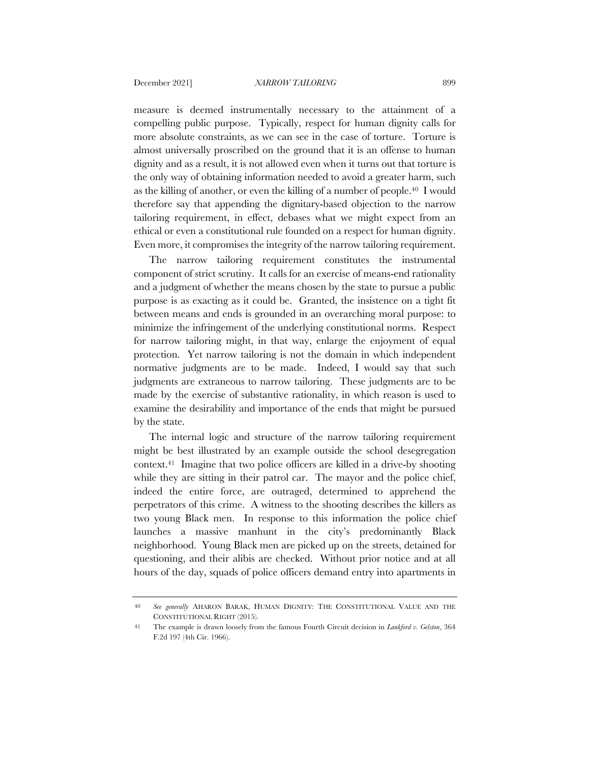measure is deemed instrumentally necessary to the attainment of a compelling public purpose. Typically, respect for human dignity calls for more absolute constraints, as we can see in the case of torture. Torture is almost universally proscribed on the ground that it is an offense to human dignity and as a result, it is not allowed even when it turns out that torture is the only way of obtaining information needed to avoid a greater harm, such as the killing of another, or even the killing of a number of people.[40] I would therefore say that appending the dignitary-based objection to the narrow tailoring requirement, in effect, debases what we might expect from an ethical or even a constitutional rule founded on a respect for human dignity. Even more, it compromises the integrity of the narrow tailoring requirement.

The narrow tailoring requirement constitutes the instrumental component of strict scrutiny. It calls for an exercise of means-end rationality and a judgment of whether the means chosen by the state to pursue a public purpose is as exacting as it could be. Granted, the insistence on a tight fit between means and ends is grounded in an overarching moral purpose: to minimize the infringement of the underlying constitutional norms. Respect for narrow tailoring might, in that way, enlarge the enjoyment of equal protection. Yet narrow tailoring is not the domain in which independent normative judgments are to be made. Indeed, I would say that such judgments are extraneous to narrow tailoring. These judgments are to be made by the exercise of substantive rationality, in which reason is used to examine the desirability and importance of the ends that might be pursued by the state.

The internal logic and structure of the narrow tailoring requirement might be best illustrated by an example outside the school desegregation context.[41] Imagine that two police officers are killed in a drive-by shooting while they are sitting in their patrol car. The mayor and the police chief, indeed the entire force, are outraged, determined to apprehend the perpetrators of this crime. A witness to the shooting describes the killers as two young Black men. In response to this information the police chief launches a massive manhunt in the city's predominantly Black neighborhood. Young Black men are picked up on the streets, detained for questioning, and their alibis are checked. Without prior notice and at all hours of the day, squads of police officers demand entry into apartments in

---

40 *See generally* AHARON BARAK, HUMAN DIGNITY: THE CONSTITUTIONAL VALUE AND THE CONSTITUTIONAL RIGHT (2015).

41 The example is drawn loosely from the famous Fourth Circuit decision in *Lankford v. Gelston*, 364 F.2d 197 (4th Cir. 1966).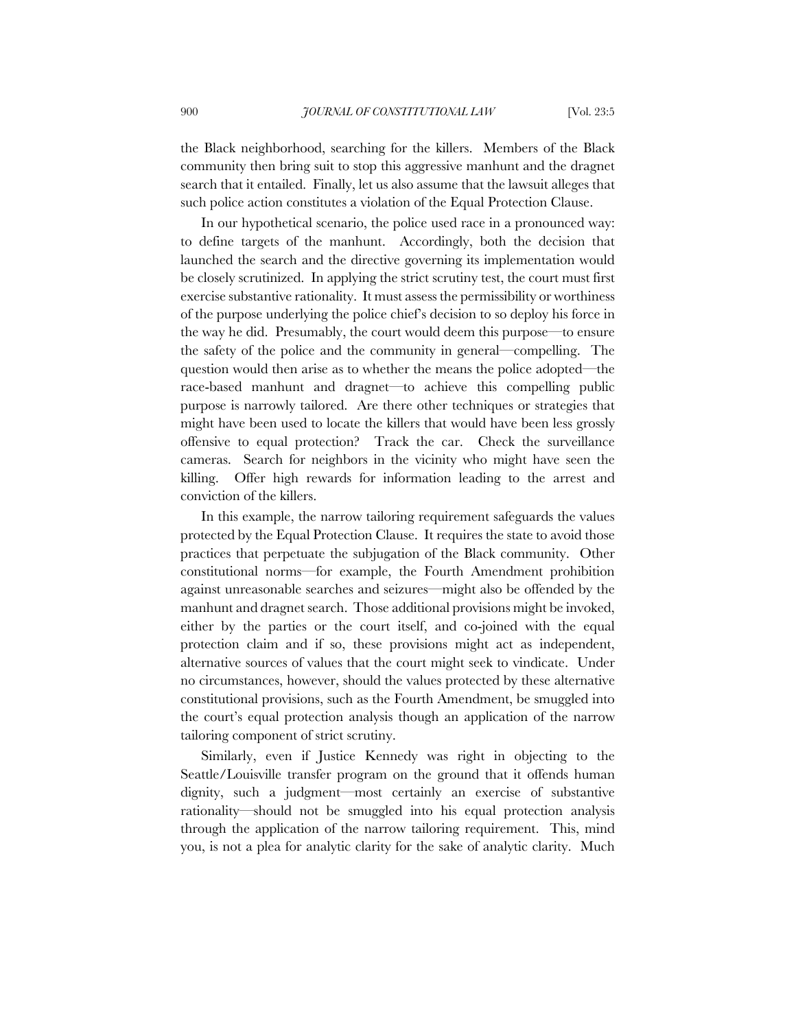the Black neighborhood, searching for the killers. Members of the Black community then bring suit to stop this aggressive manhunt and the dragnet search that it entailed. Finally, let us also assume that the lawsuit alleges that such police action constitutes a violation of the Equal Protection Clause.

In our hypothetical scenario, the police used race in a pronounced way: to define targets of the manhunt. Accordingly, both the decision that launched the search and the directive governing its implementation would be closely scrutinized. In applying the strict scrutiny test, the court must first exercise substantive rationality. It must assess the permissibility or worthiness of the purpose underlying the police chief's decision to so deploy his force in the way he did. Presumably, the court would deem this purpose—to ensure the safety of the police and the community in general—compelling. The question would then arise as to whether the means the police adopted—the race-based manhunt and dragnet—to achieve this compelling public purpose is narrowly tailored. Are there other techniques or strategies that might have been used to locate the killers that would have been less grossly offensive to equal protection? Track the car. Check the surveillance cameras. Search for neighbors in the vicinity who might have seen the killing. Offer high rewards for information leading to the arrest and conviction of the killers.

In this example, the narrow tailoring requirement safeguards the values protected by the Equal Protection Clause. It requires the state to avoid those practices that perpetuate the subjugation of the Black community. Other constitutional norms—for example, the Fourth Amendment prohibition against unreasonable searches and seizures—might also be offended by the manhunt and dragnet search. Those additional provisions might be invoked, either by the parties or the court itself, and co-joined with the equal protection claim and if so, these provisions might act as independent, alternative sources of values that the court might seek to vindicate. Under no circumstances, however, should the values protected by these alternative constitutional provisions, such as the Fourth Amendment, be smuggled into the court's equal protection analysis though an application of the narrow tailoring component of strict scrutiny.

Similarly, even if Justice Kennedy was right in objecting to the Seattle/Louisville transfer program on the ground that it offends human dignity, such a judgment—most certainly an exercise of substantive rationality—should not be smuggled into his equal protection analysis through the application of the narrow tailoring requirement. This, mind you, is not a plea for analytic clarity for the sake of analytic clarity. Much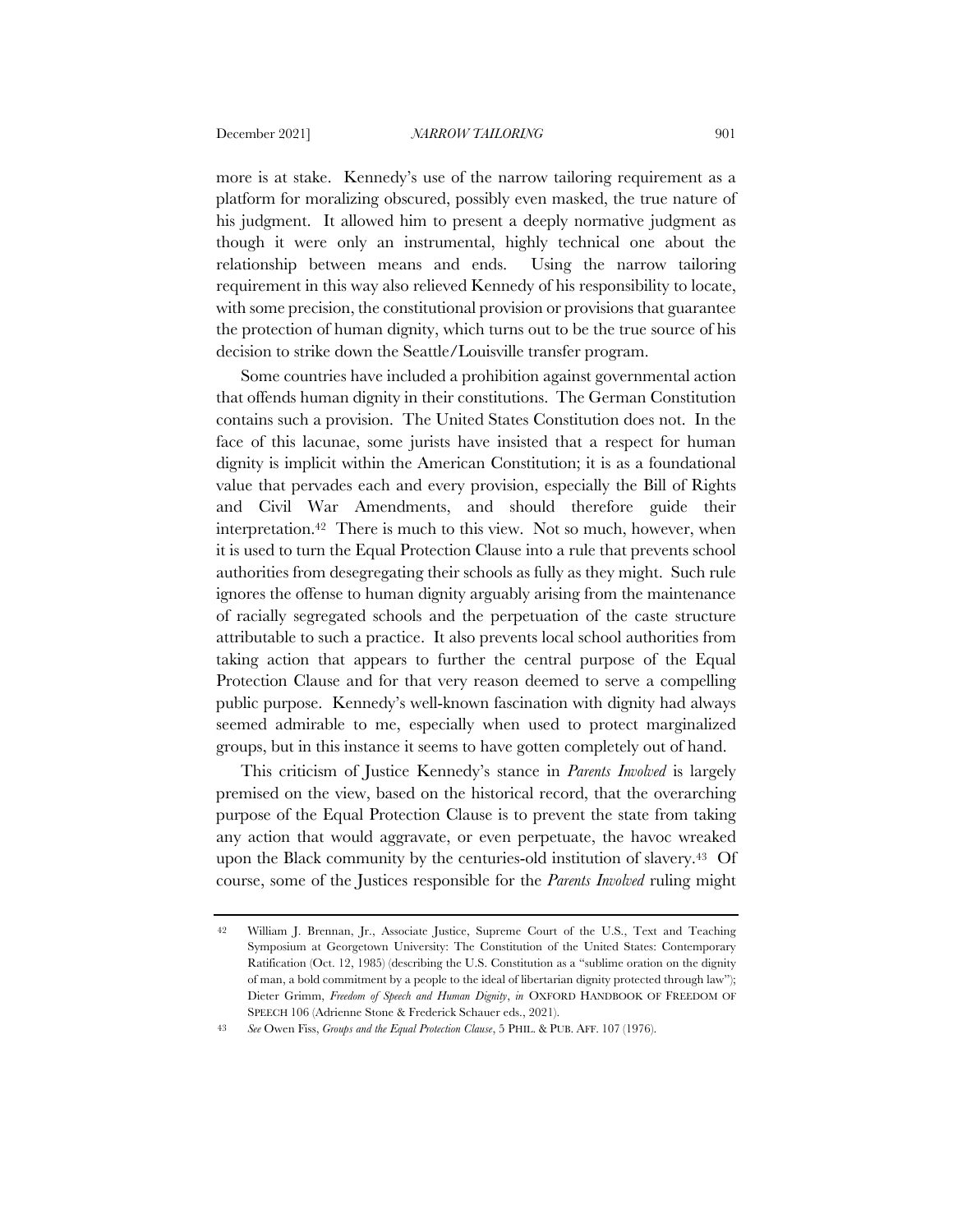more is at stake. Kennedy's use of the narrow tailoring requirement as a platform for moralizing obscured, possibly even masked, the true nature of his judgment. It allowed him to present a deeply normative judgment as though it were only an instrumental, highly technical one about the relationship between means and ends. Using the narrow tailoring requirement in this way also relieved Kennedy of his responsibility to locate, with some precision, the constitutional provision or provisions that guarantee the protection of human dignity, which turns out to be the true source of his decision to strike down the Seattle/Louisville transfer program.

Some countries have included a prohibition against governmental action that offends human dignity in their constitutions. The German Constitution contains such a provision. The United States Constitution does not. In the face of this lacunae, some jurists have insisted that a respect for human dignity is implicit within the American Constitution; it is as a foundational value that pervades each and every provision, especially the Bill of Rights and Civil War Amendments, and should therefore guide their interpretation.[42] There is much to this view. Not so much, however, when it is used to turn the Equal Protection Clause into a rule that prevents school authorities from desegregating their schools as fully as they might. Such rule ignores the offense to human dignity arguably arising from the maintenance of racially segregated schools and the perpetuation of the caste structure attributable to such a practice. It also prevents local school authorities from taking action that appears to further the central purpose of the Equal Protection Clause and for that very reason deemed to serve a compelling public purpose. Kennedy's well-known fascination with dignity had always seemed admirable to me, especially when used to protect marginalized groups, but in this instance it seems to have gotten completely out of hand.

This criticism of Justice Kennedy's stance in *Parents Involved* is largely premised on the view, based on the historical record, that the overarching purpose of the Equal Protection Clause is to prevent the state from taking any action that would aggravate, or even perpetuate, the havoc wreaked upon the Black community by the centuries-old institution of slavery.[43] Of course, some of the Justices responsible for the *Parents Involved* ruling might

---

42 William J. Brennan, Jr., Associate Justice, Supreme Court of the U.S., Text and Teaching Symposium at Georgetown University: The Constitution of the United States: Contemporary Ratification (Oct. 12, 1985) (describing the U.S. Constitution as a "sublime oration on the dignity of man, a bold commitment by a people to the ideal of libertarian dignity protected through law"); Dieter Grimm, *Freedom of Speech and Human Dignity*, *in* OXFORD HANDBOOK OF FREEDOM OF SPEECH 106 (Adrienne Stone & Frederick Schauer eds., 2021).

43 *See* Owen Fiss, *Groups and the Equal Protection Clause*, 5 PHIL. & PUB. AFF. 107 (1976).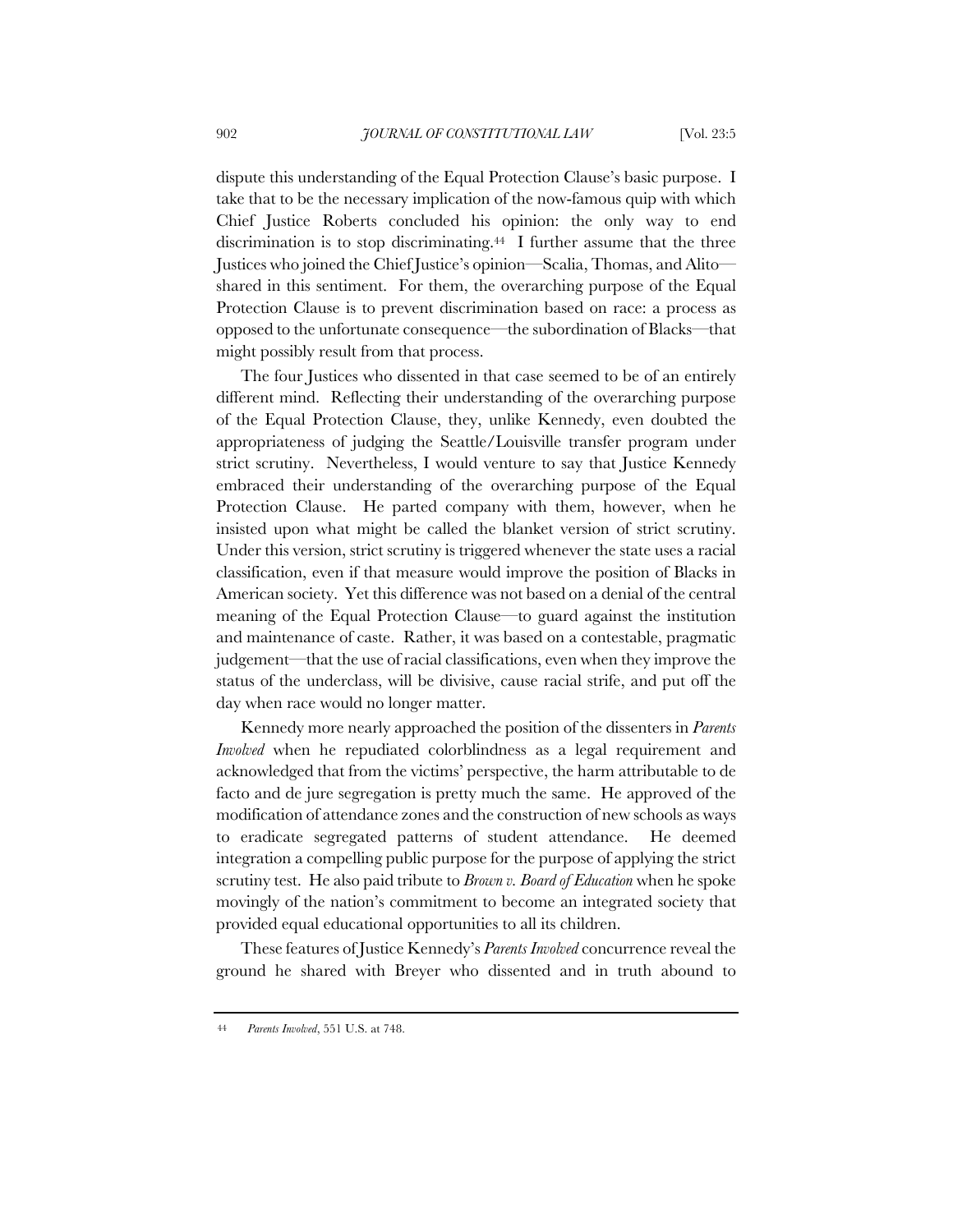dispute this understanding of the Equal Protection Clause's basic purpose. I take that to be the necessary implication of the now-famous quip with which Chief Justice Roberts concluded his opinion: the only way to end discrimination is to stop discriminating.[44] I further assume that the three Justices who joined the Chief Justice's opinion—Scalia, Thomas, and Alito—shared in this sentiment. For them, the overarching purpose of the Equal Protection Clause is to prevent discrimination based on race: a process as opposed to the unfortunate consequence—the subordination of Blacks—that might possibly result from that process.

The four Justices who dissented in that case seemed to be of an entirely different mind. Reflecting their understanding of the overarching purpose of the Equal Protection Clause, they, unlike Kennedy, even doubted the appropriateness of judging the Seattle/Louisville transfer program under strict scrutiny. Nevertheless, I would venture to say that Justice Kennedy embraced their understanding of the overarching purpose of the Equal Protection Clause. He parted company with them, however, when he insisted upon what might be called the blanket version of strict scrutiny. Under this version, strict scrutiny is triggered whenever the state uses a racial classification, even if that measure would improve the position of Blacks in American society. Yet this difference was not based on a denial of the central meaning of the Equal Protection Clause—to guard against the institution and maintenance of caste. Rather, it was based on a contestable, pragmatic judgement—that the use of racial classifications, even when they improve the status of the underclass, will be divisive, cause racial strife, and put off the day when race would no longer matter.

Kennedy more nearly approached the position of the dissenters in *Parents Involved* when he repudiated colorblindness as a legal requirement and acknowledged that from the victims' perspective, the harm attributable to de facto and de jure segregation is pretty much the same. He approved of the modification of attendance zones and the construction of new schools as ways to eradicate segregated patterns of student attendance. He deemed integration a compelling public purpose for the purpose of applying the strict scrutiny test. He also paid tribute to *Brown v. Board of Education* when he spoke movingly of the nation's commitment to become an integrated society that provided equal educational opportunities to all its children.

These features of Justice Kennedy's *Parents Involved* concurrence reveal the ground he shared with Breyer who dissented and in truth abound to

---

[44] *Parents Involved*, 551 U.S. at 748.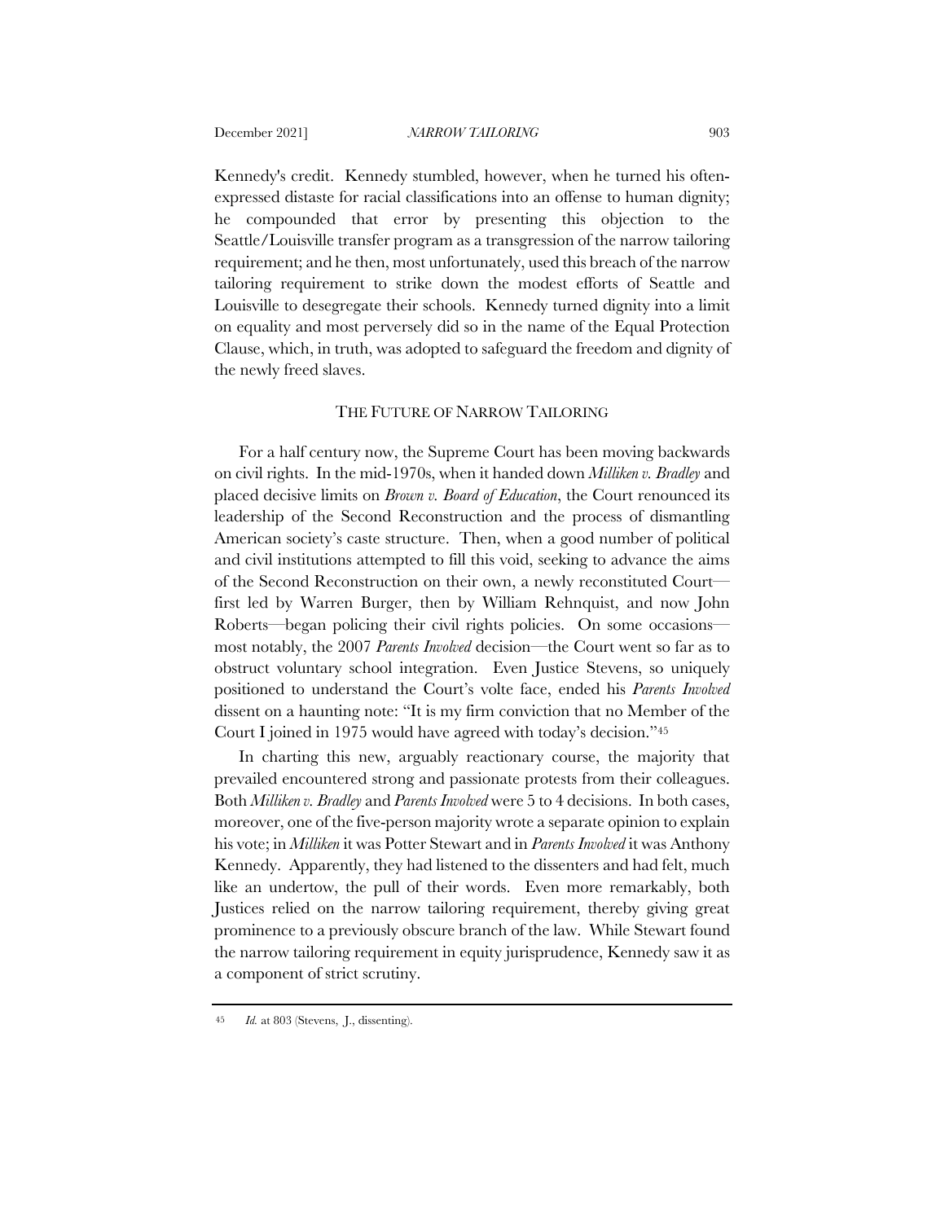Kennedy's credit. Kennedy stumbled, however, when he turned his often-expressed distaste for racial classifications into an offense to human dignity; he compounded that error by presenting this objection to the Seattle/Louisville transfer program as a transgression of the narrow tailoring requirement; and he then, most unfortunately, used this breach of the narrow tailoring requirement to strike down the modest efforts of Seattle and Louisville to desegregate their schools. Kennedy turned dignity into a limit on equality and most perversely did so in the name of the Equal Protection Clause, which, in truth, was adopted to safeguard the freedom and dignity of the newly freed slaves.

## THE FUTURE OF NARROW TAILORING

For a half century now, the Supreme Court has been moving backwards on civil rights. In the mid-1970s, when it handed down *Milliken v. Bradley* and placed decisive limits on *Brown v. Board of Education*, the Court renounced its leadership of the Second Reconstruction and the process of dismantling American society's caste structure. Then, when a good number of political and civil institutions attempted to fill this void, seeking to advance the aims of the Second Reconstruction on their own, a newly reconstituted Court—first led by Warren Burger, then by William Rehnquist, and now John Roberts—began policing their civil rights policies. On some occasions—most notably, the 2007 *Parents Involved* decision—the Court went so far as to obstruct voluntary school integration. Even Justice Stevens, so uniquely positioned to understand the Court's volte face, ended his *Parents Involved* dissent on a haunting note: "It is my firm conviction that no Member of the Court I joined in 1975 would have agreed with today's decision."[45]

In charting this new, arguably reactionary course, the majority that prevailed encountered strong and passionate protests from their colleagues. Both *Milliken v. Bradley* and *Parents Involved* were 5 to 4 decisions. In both cases, moreover, one of the five-person majority wrote a separate opinion to explain his vote; in *Milliken* it was Potter Stewart and in *Parents Involved* it was Anthony Kennedy. Apparently, they had listened to the dissenters and had felt, much like an undertow, the pull of their words. Even more remarkably, both Justices relied on the narrow tailoring requirement, thereby giving great prominence to a previously obscure branch of the law. While Stewart found the narrow tailoring requirement in equity jurisprudence, Kennedy saw it as a component of strict scrutiny.

---

[45] *Id.* at 803 (Stevens, J., dissenting).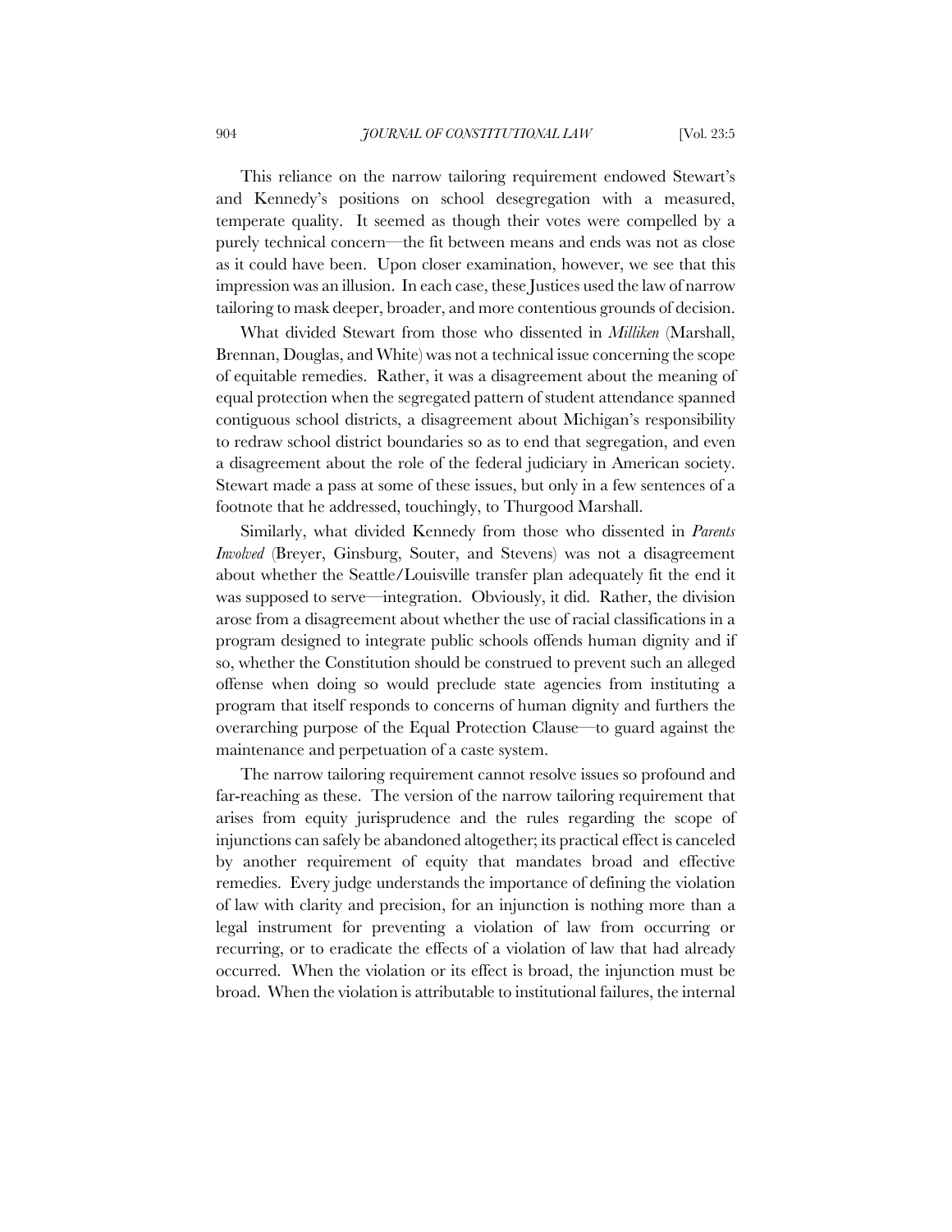This reliance on the narrow tailoring requirement endowed Stewart's and Kennedy's positions on school desegregation with a measured, temperate quality. It seemed as though their votes were compelled by a purely technical concern—the fit between means and ends was not as close as it could have been. Upon closer examination, however, we see that this impression was an illusion. In each case, these Justices used the law of narrow tailoring to mask deeper, broader, and more contentious grounds of decision.

What divided Stewart from those who dissented in *Milliken* (Marshall, Brennan, Douglas, and White) was not a technical issue concerning the scope of equitable remedies. Rather, it was a disagreement about the meaning of equal protection when the segregated pattern of student attendance spanned contiguous school districts, a disagreement about Michigan's responsibility to redraw school district boundaries so as to end that segregation, and even a disagreement about the role of the federal judiciary in American society. Stewart made a pass at some of these issues, but only in a few sentences of a footnote that he addressed, touchingly, to Thurgood Marshall.

Similarly, what divided Kennedy from those who dissented in *Parents Involved* (Breyer, Ginsburg, Souter, and Stevens) was not a disagreement about whether the Seattle/Louisville transfer plan adequately fit the end it was supposed to serve—integration. Obviously, it did. Rather, the division arose from a disagreement about whether the use of racial classifications in a program designed to integrate public schools offends human dignity and if so, whether the Constitution should be construed to prevent such an alleged offense when doing so would preclude state agencies from instituting a program that itself responds to concerns of human dignity and furthers the overarching purpose of the Equal Protection Clause—to guard against the maintenance and perpetuation of a caste system.

The narrow tailoring requirement cannot resolve issues so profound and far-reaching as these. The version of the narrow tailoring requirement that arises from equity jurisprudence and the rules regarding the scope of injunctions can safely be abandoned altogether; its practical effect is canceled by another requirement of equity that mandates broad and effective remedies. Every judge understands the importance of defining the violation of law with clarity and precision, for an injunction is nothing more than a legal instrument for preventing a violation of law from occurring or recurring, or to eradicate the effects of a violation of law that had already occurred. When the violation or its effect is broad, the injunction must be broad. When the violation is attributable to institutional failures, the internal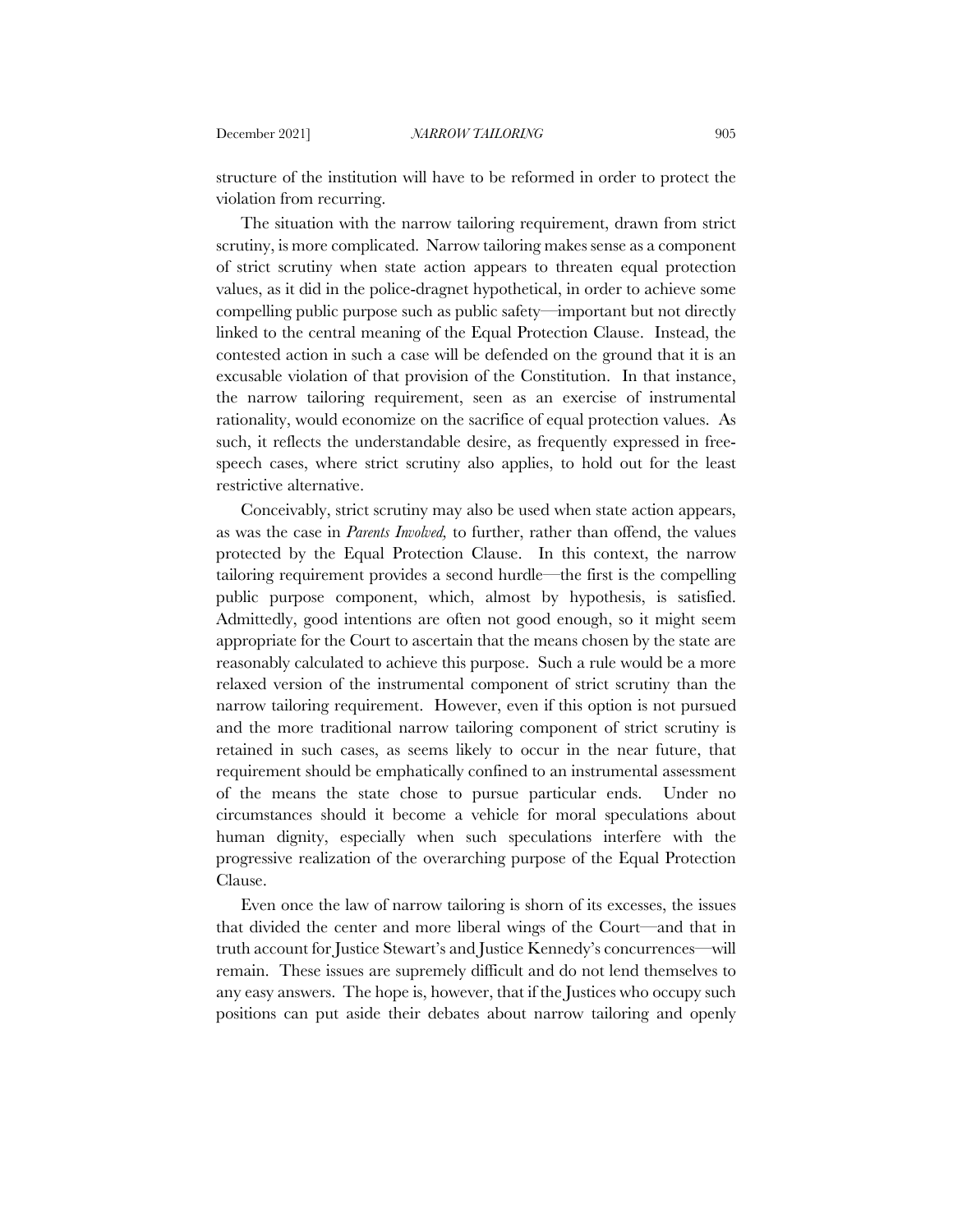structure of the institution will have to be reformed in order to protect the violation from recurring.

The situation with the narrow tailoring requirement, drawn from strict scrutiny, is more complicated. Narrow tailoring makes sense as a component of strict scrutiny when state action appears to threaten equal protection values, as it did in the police-dragnet hypothetical, in order to achieve some compelling public purpose such as public safety—important but not directly linked to the central meaning of the Equal Protection Clause. Instead, the contested action in such a case will be defended on the ground that it is an excusable violation of that provision of the Constitution. In that instance, the narrow tailoring requirement, seen as an exercise of instrumental rationality, would economize on the sacrifice of equal protection values. As such, it reflects the understandable desire, as frequently expressed in free-speech cases, where strict scrutiny also applies, to hold out for the least restrictive alternative.

Conceivably, strict scrutiny may also be used when state action appears, as was the case in *Parents Involved,* to further, rather than offend, the values protected by the Equal Protection Clause. In this context, the narrow tailoring requirement provides a second hurdle—the first is the compelling public purpose component, which, almost by hypothesis, is satisfied. Admittedly, good intentions are often not good enough, so it might seem appropriate for the Court to ascertain that the means chosen by the state are reasonably calculated to achieve this purpose. Such a rule would be a more relaxed version of the instrumental component of strict scrutiny than the narrow tailoring requirement. However, even if this option is not pursued and the more traditional narrow tailoring component of strict scrutiny is retained in such cases, as seems likely to occur in the near future, that requirement should be emphatically confined to an instrumental assessment of the means the state chose to pursue particular ends. Under no circumstances should it become a vehicle for moral speculations about human dignity, especially when such speculations interfere with the progressive realization of the overarching purpose of the Equal Protection Clause.

Even once the law of narrow tailoring is shorn of its excesses, the issues that divided the center and more liberal wings of the Court—and that in truth account for Justice Stewart's and Justice Kennedy's concurrences—will remain. These issues are supremely difficult and do not lend themselves to any easy answers. The hope is, however, that if the Justices who occupy such positions can put aside their debates about narrow tailoring and openly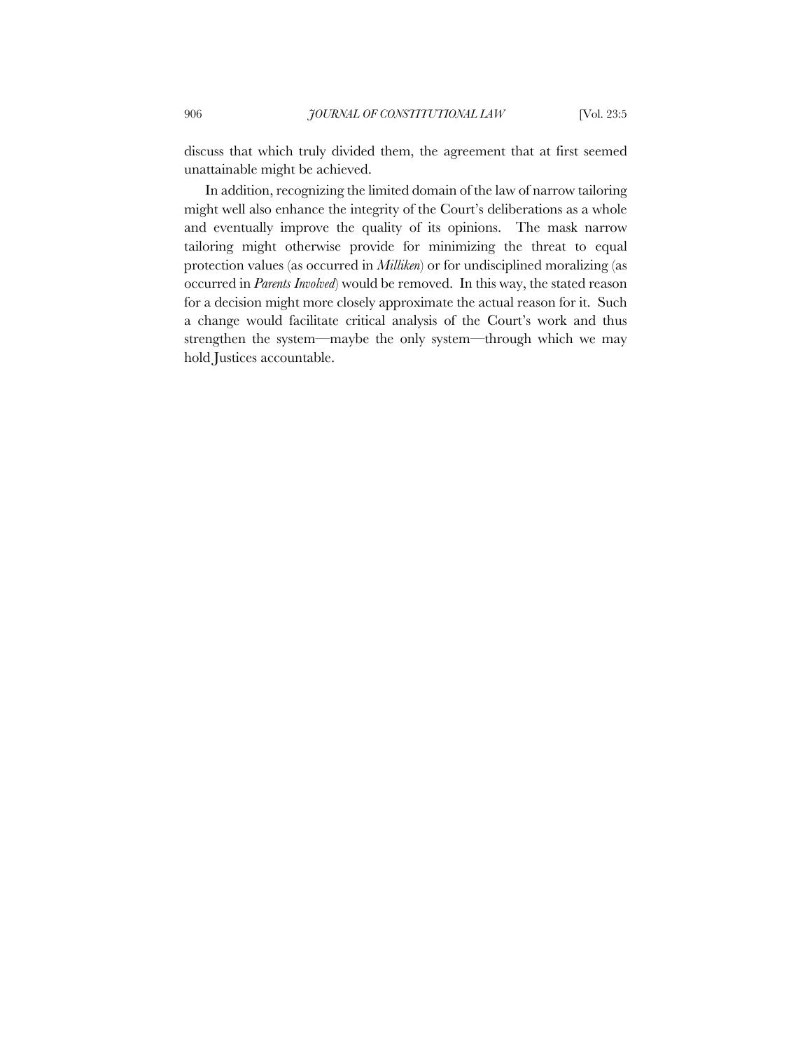discuss that which truly divided them, the agreement that at first seemed unattainable might be achieved.

In addition, recognizing the limited domain of the law of narrow tailoring might well also enhance the integrity of the Court's deliberations as a whole and eventually improve the quality of its opinions. The mask narrow tailoring might otherwise provide for minimizing the threat to equal protection values (as occurred in *Milliken*) or for undisciplined moralizing (as occurred in *Parents Involved*) would be removed. In this way, the stated reason for a decision might more closely approximate the actual reason for it. Such a change would facilitate critical analysis of the Court's work and thus strengthen the system—maybe the only system—through which we may hold Justices accountable.